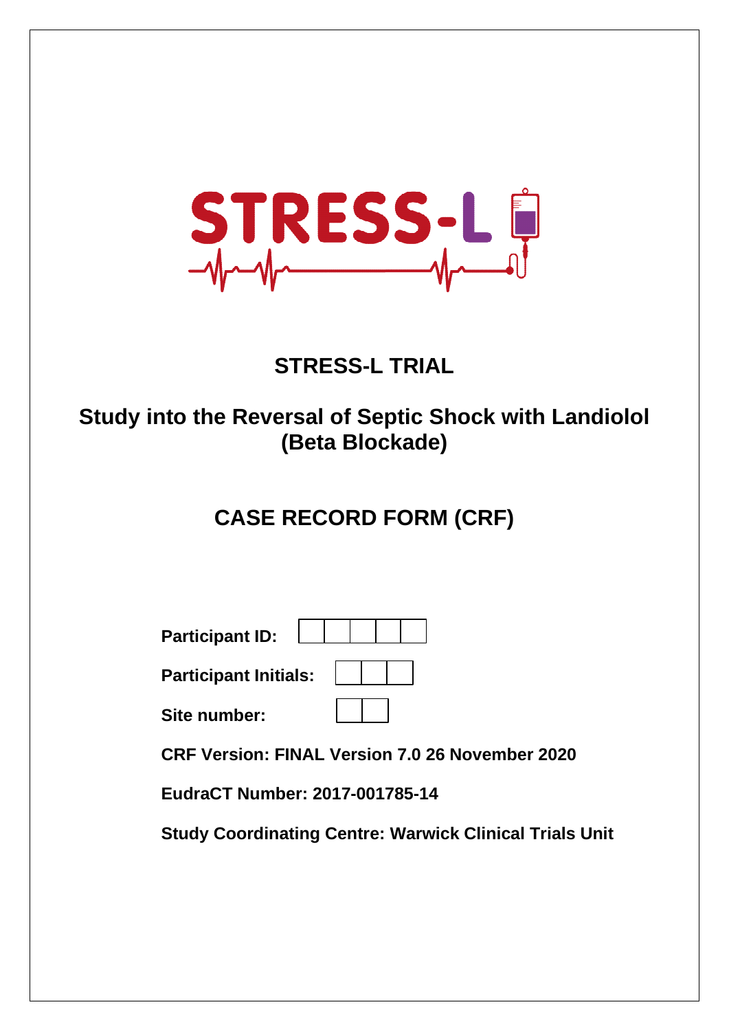STRESS-L

# STRESS-L TRIAL

## Study into the Reversal of Septic Shock with Landiolol (Beta Blockade)

## CASE RECORD FORM (CRF)

**Participant ID:** | | | | | |

**Participant Initials:** | | | |

**Site number:** | | |

**CRF Version: FINAL Version 7.0 26 November 2020**

**EudraCT Number: 2017-001785-14**

**Study Coordinating Centre: Warwick Clinical Trials Unit**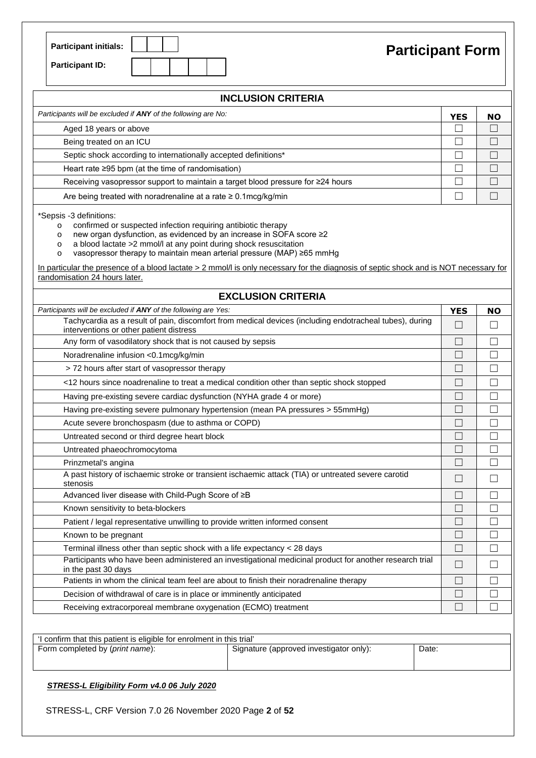**Participant initials:** | | | |

**Participant ID:** | | | | | | |

# Participant Form

## INCLUSION CRITERIA

| *Participants will be excluded if **ANY** of the following are No:* | **YES** | **NO** |
|---|---|---|
| Aged 18 years or above | ☐ | ☐ |
| Being treated on an ICU | ☐ | ☐ |
| Septic shock according to internationally accepted definitions* | ☐ | ☐ |
| Heart rate ≥95 bpm (at the time of randomisation) | ☐ | ☐ |
| Receiving vasopressor support to maintain a target blood pressure for ≥24 hours | ☐ | ☐ |
| Are being treated with noradrenaline at a rate ≥ 0.1mcg/kg/min | ☐ | ☐ |

*Sepsis -3 definitions:

- confirmed or suspected infection requiring antibiotic therapy
- new organ dysfunction, as evidenced by an increase in SOFA score ≥2
- a blood lactate >2 mmol/l at any point during shock resuscitation
- vasopressor therapy to maintain mean arterial pressure (MAP) ≥65 mmHg

<u>In particular the presence of a blood lactate > 2 mmol/l is only necessary for the diagnosis of septic shock and is NOT necessary for randomisation 24 hours later.</u>

## EXCLUSION CRITERIA

| *Participants will be excluded if **ANY** of the following are Yes:* | **YES** | **NO** |
|---|---|---|
| Tachycardia as a result of pain, discomfort from medical devices (including endotracheal tubes), during interventions or other patient distress | ☐ | ☐ |
| Any form of vasodilatory shock that is not caused by sepsis | ☐ | ☐ |
| Noradrenaline infusion <0.1mcg/kg/min | ☐ | ☐ |
| > 72 hours after start of vasopressor therapy | ☐ | ☐ |
| <12 hours since noadrenaline to treat a medical condition other than septic shock stopped | ☐ | ☐ |
| Having pre-existing severe cardiac dysfunction (NYHA grade 4 or more) | ☐ | ☐ |
| Having pre-existing severe pulmonary hypertension (mean PA pressures > 55mmHg) | ☐ | ☐ |
| Acute severe bronchospasm (due to asthma or COPD) | ☐ | ☐ |
| Untreated second or third degree heart block | ☐ | ☐ |
| Untreated phaeochromocytoma | ☐ | ☐ |
| Prinzmetal's angina | ☐ | ☐ |
| A past history of ischaemic stroke or transient ischaemic attack (TIA) or untreated severe carotid stenosis | ☐ | ☐ |
| Advanced liver disease with Child-Pugh Score of ≥B | ☐ | ☐ |
| Known sensitivity to beta-blockers | ☐ | ☐ |
| Patient / legal representative unwilling to provide written informed consent | ☐ | ☐ |
| Known to be pregnant | ☐ | ☐ |
| Terminal illness other than septic shock with a life expectancy < 28 days | ☐ | ☐ |
| Participants who have been administered an investigational medicinal product for another research trial in the past 30 days | ☐ | ☐ |
| Patients in whom the clinical team feel are about to finish their noradrenaline therapy | ☐ | ☐ |
| Decision of withdrawal of care is in place or imminently anticipated | ☐ | ☐ |
| Receiving extracorporeal membrane oxygenation (ECMO) treatment | ☐ | ☐ |

| 'I confirm that this patient is eligible for enrolment in this trial' | | |
|---|---|---|
| Form completed by (*print name*): | Signature (approved investigator only): | Date: |

***<u>STRESS-L Eligibility Form v4.0 06 July 2020</u>***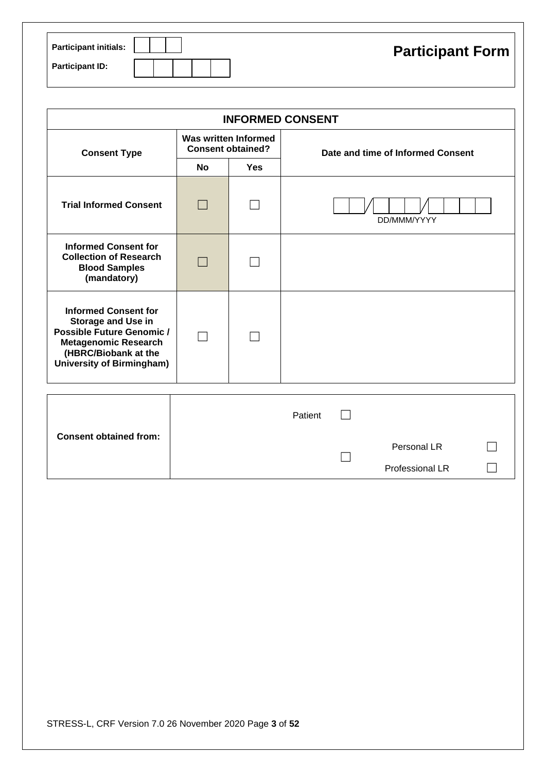Participant initials: | | | |

Participant ID: | | | | | | |

# Participant Form

| INFORMED CONSENT | | | |
|---|---|---|---|
| **Consent Type** | **Was written Informed Consent obtained?** | | **Date and time of Informed Consent** |
| | **No** | **Yes** | |
| **Trial Informed Consent** | ☐ | ☐ | __ __/__ __ __/__ __ __ __ DD/MMM/YYYY |
| **Informed Consent for Collection of Research Blood Samples (mandatory)** | ☐ | ☐ | |
| **Informed Consent for Storage and Use in Possible Future Genomic / Metagenomic Research (HBRC/Biobank at the University of Birmingham)** | ☐ | ☐ | |

| **Consent obtained from:** | | | |
|---|---|---|---|
| | Patient ☐ | | |
| | ☐ | Personal LR | ☐ |
| | | Professional LR | ☐ |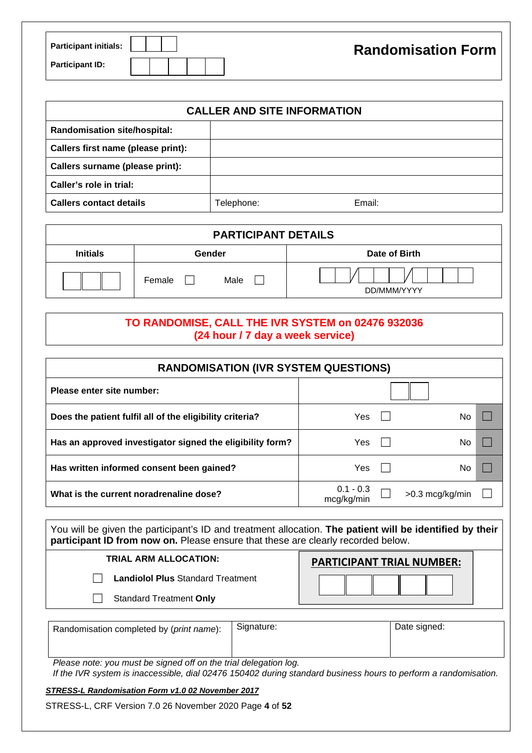| Participant initials: | ☐☐☐ |
|---|---|
| Participant ID: | ☐☐☐☐☐ |

# Randomisation Form

| CALLER AND SITE INFORMATION | | |
|---|---|---|
| Randomisation site/hospital: | | |
| Callers first name (please print): | | |
| Callers surname (please print): | | |
| Caller's role in trial: | | |
| Callers contact details | Telephone: | Email: |

| PARTICIPANT DETAILS | | |
|---|---|---|
| **Initials** | **Gender** | **Date of Birth** |
| ☐☐☐ | Female ☐ Male ☐ | ☐☐/☐☐☐/☐☐☐☐ DD/MMM/YYYY |

**TO RANDOMISE, CALL THE IVR SYSTEM on 02476 932036**
**(24 hour / 7 day a week service)**

| RANDOMISATION (IVR SYSTEM QUESTIONS) | | | | |
|---|---|---|---|---|
| **Please enter site number:** | ☐☐ | | | |
| **Does the patient fulfil all of the eligibility criteria?** | Yes | ☐ | No | ☐ |
| **Has an approved investigator signed the eligibility form?** | Yes | ☐ | No | ☐ |
| **Has written informed consent been gained?** | Yes | ☐ | No | ☐ |
| **What is the current noradrenaline dose?** | 0.1 - 0.3 mcg/kg/min | ☐ | >0.3 mcg/kg/min | ☐ |

You will be given the participant's ID and treatment allocation. **The patient will be identified by their participant ID from now on.** Please ensure that these are clearly recorded below.

| TRIAL ARM ALLOCATION: | PARTICIPANT TRIAL NUMBER: |
|---|---|
| ☐ **Landiolol Plus** Standard Treatment | ☐☐☐☐☐ |
| ☐ Standard Treatment **Only** | |

| Randomisation completed by (*print name*): | Signature: | Date signed: |
|---|---|---|
| | | |

*Please note: you must be signed off on the trial delegation log.*
*If the IVR system is inaccessible, dial 02476 150402 during standard business hours to perform a randomisation.*

***STRESS-L Randomisation Form v1.0 02 November 2017***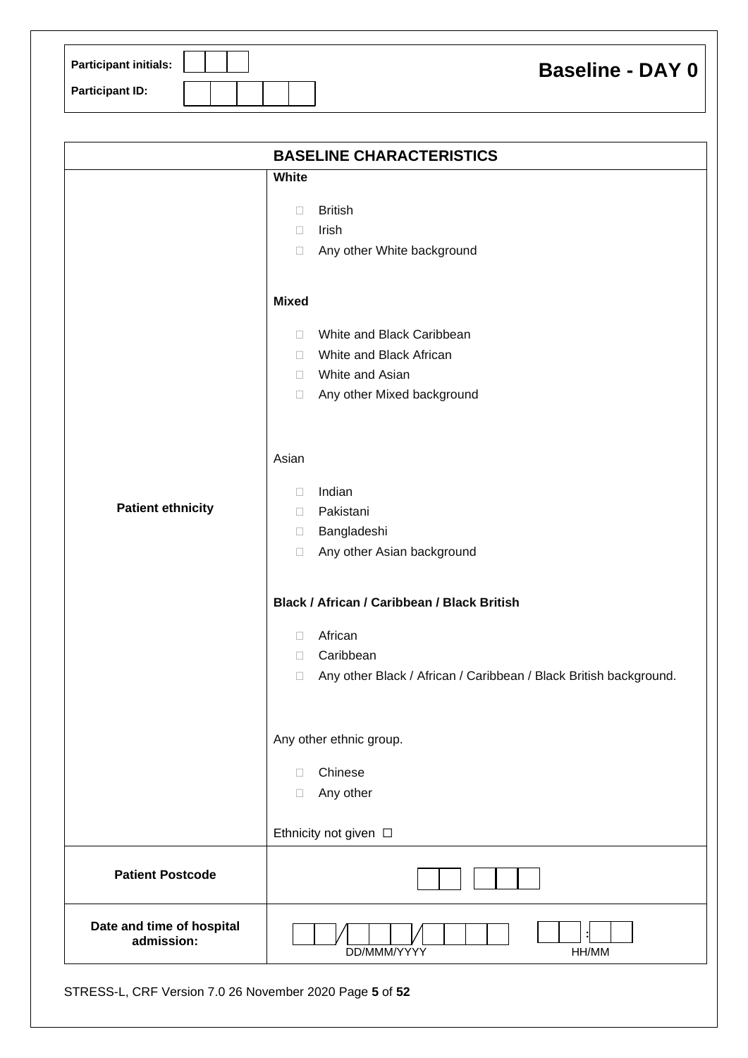| Participant initials: | ☐☐☐ | **Baseline - DAY 0** |
|---|---|---|
| Participant ID: | ☐☐☐☐☐ | |

| BASELINE CHARACTERISTICS | |
|---|---|
| **Patient ethnicity** | **White**<br><br>☐ British<br>☐ Irish<br>☐ Any other White background<br><br>**Mixed**<br><br>☐ White and Black Caribbean<br>☐ White and Black African<br>☐ White and Asian<br>☐ Any other Mixed background<br><br>Asian<br><br>☐ Indian<br>☐ Pakistani<br>☐ Bangladeshi<br>☐ Any other Asian background<br><br>**Black / African / Caribbean / Black British**<br><br>☐ African<br>☐ Caribbean<br>☐ Any other Black / African / Caribbean / Black British background.<br><br>Any other ethnic group.<br><br>☐ Chinese<br>☐ Any other<br><br>Ethnicity not given ☐ |
| **Patient Postcode** | ☐☐ ☐☐☐ |
| **Date and time of hospital admission:** | ☐☐/☐☐☐/☐☐☐☐ DD/MMM/YYYY ☐☐:☐☐ HH/MM |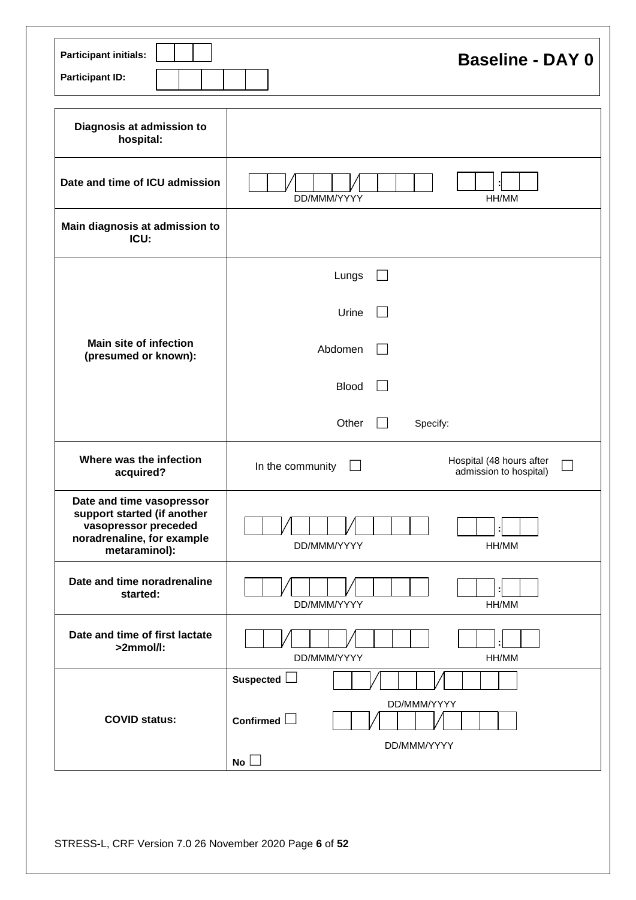| Participant initials: | ☐☐☐ |
|---|---|
| Participant ID: | ☐☐☐☐☐ |

# Baseline - DAY 0

| | |
|---|---|
| **Diagnosis at admission to hospital:** | |
| **Date and time of ICU admission** | ☐☐/☐☐☐/☐☐☐☐ DD/MMM/YYYY &nbsp;&nbsp; ☐☐:☐☐ HH/MM |
| **Main diagnosis at admission to ICU:** | |
| **Main site of infection (presumed or known):** | Lungs ☐<br>Urine ☐<br>Abdomen ☐<br>Blood ☐<br>Other ☐ Specify: |
| **Where was the infection acquired?** | In the community ☐ &nbsp;&nbsp; Hospital (48 hours after admission to hospital) ☐ |
| **Date and time vasopressor support started (if another vasopressor preceded noradrenaline, for example metaraminol):** | ☐☐/☐☐☐/☐☐☐☐ DD/MMM/YYYY &nbsp;&nbsp; ☐☐:☐☐ HH/MM |
| **Date and time noradrenaline started:** | ☐☐/☐☐☐/☐☐☐☐ DD/MMM/YYYY &nbsp;&nbsp; ☐☐:☐☐ HH/MM |
| **Date and time of first lactate >2mmol/l:** | ☐☐/☐☐☐/☐☐☐☐ DD/MMM/YYYY &nbsp;&nbsp; ☐☐:☐☐ HH/MM |
| **COVID status:** | **Suspected** ☐ ☐☐/☐☐☐/☐☐☐☐ DD/MMM/YYYY<br>**Confirmed** ☐ ☐☐/☐☐☐/☐☐☐☐ DD/MMM/YYYY<br>**No** ☐ |

STRESS-L, CRF Version 7.0 26 November 2020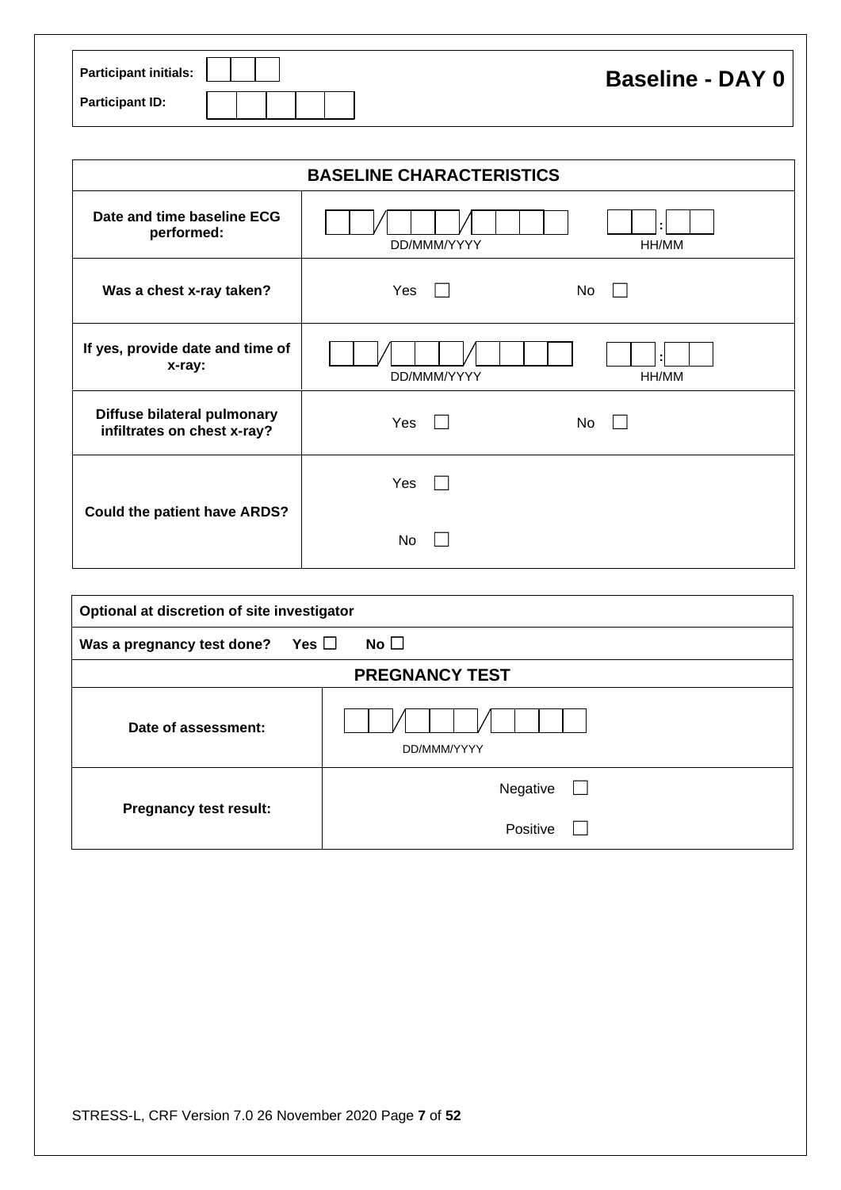| Participant initials: | |
|---|---|
| Participant ID: | |

## Baseline - DAY 0

| BASELINE CHARACTERISTICS | |
|---|---|
| Date and time baseline ECG performed: | ☐☐/☐☐☐/☐☐☐☐ DD/MMM/YYYY ☐☐:☐☐ HH/MM |
| Was a chest x-ray taken? | Yes ☐ No ☐ |
| If yes, provide date and time of x-ray: | ☐☐/☐☐☐/☐☐☐☐ DD/MMM/YYYY ☐☐:☐☐ HH/MM |
| Diffuse bilateral pulmonary infiltrates on chest x-ray? | Yes ☐ No ☐ |
| Could the patient have ARDS? | Yes ☐ No ☐ |

| Optional at discretion of site investigator | |
|---|---|
| Was a pregnancy test done? Yes ☐ No ☐ | |
| PREGNANCY TEST | |
| Date of assessment: | ☐☐/☐☐☐/☐☐☐☐ DD/MMM/YYYY |
| Pregnancy test result: | Negative ☐ Positive ☐ |

STRESS-L, CRF Version 7.0 26 November 2020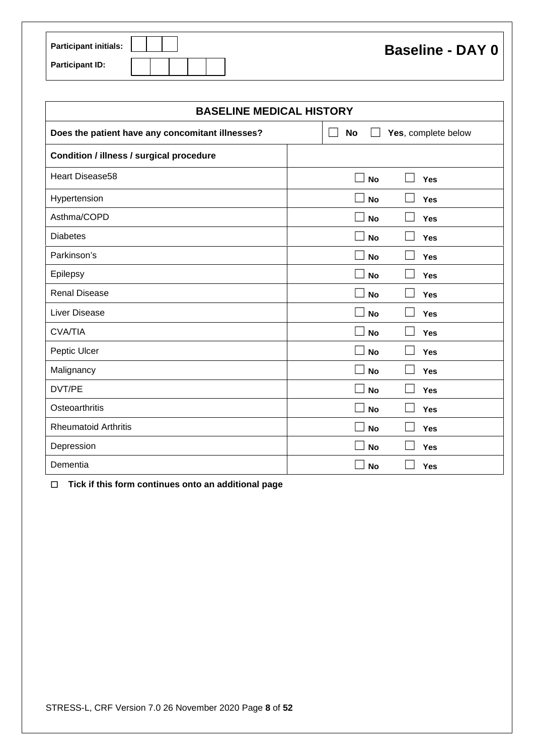| Participant initials: | | | |
|---|---|---|---|
| Participant ID: | | | |

**Baseline - DAY 0**

| BASELINE MEDICAL HISTORY | |
|---|---|
| **Does the patient have any concomitant illnesses?** | ☐ **No** ☐ **Yes**, complete below |
| **Condition / illness / surgical procedure** | |
| Heart Disease58 | ☐ **No** ☐ **Yes** |
| Hypertension | ☐ **No** ☐ **Yes** |
| Asthma/COPD | ☐ **No** ☐ **Yes** |
| Diabetes | ☐ **No** ☐ **Yes** |
| Parkinson's | ☐ **No** ☐ **Yes** |
| Epilepsy | ☐ **No** ☐ **Yes** |
| Renal Disease | ☐ **No** ☐ **Yes** |
| Liver Disease | ☐ **No** ☐ **Yes** |
| CVA/TIA | ☐ **No** ☐ **Yes** |
| Peptic Ulcer | ☐ **No** ☐ **Yes** |
| Malignancy | ☐ **No** ☐ **Yes** |
| DVT/PE | ☐ **No** ☐ **Yes** |
| Osteoarthritis | ☐ **No** ☐ **Yes** |
| Rheumatoid Arthritis | ☐ **No** ☐ **Yes** |
| Depression | ☐ **No** ☐ **Yes** |
| Dementia | ☐ **No** ☐ **Yes** |

☐ **Tick if this form continues onto an additional page**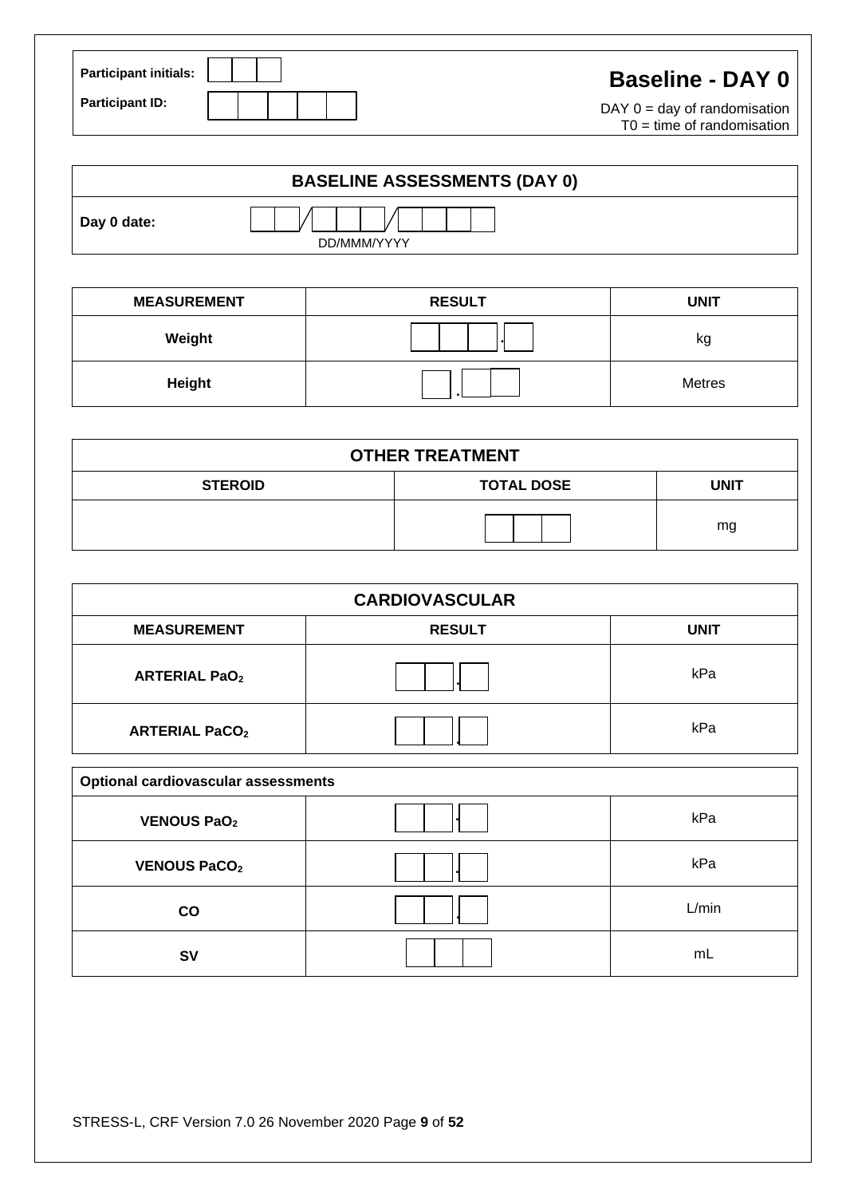| Participant initials: | |
|---|---|
| Participant ID: | |

# Baseline - DAY 0

DAY 0 = day of randomisation
T0 = time of randomisation

| BASELINE ASSESSMENTS (DAY 0) | |
|---|---|
| Day 0 date: | ___ / ___ / ___ DD/MMM/YYYY |

| MEASUREMENT | RESULT | UNIT |
|---|---|---|
| Weight | ___ . _ | kg |
| Height | _ . __ | Metres |

| OTHER TREATMENT | | |
|---|---|---|
| STEROID | TOTAL DOSE | UNIT |
| | ___ | mg |

| CARDIOVASCULAR | | |
|---|---|---|
| MEASUREMENT | RESULT | UNIT |
| ARTERIAL $PaO_2$ | __ . _ | kPa |
| ARTERIAL $PaCO_2$ | __ . _ | kPa |

| Optional cardiovascular assessments | | |
|---|---|---|
| VENOUS $PaO_2$ | __ . _ | kPa |
| VENOUS $PaCO_2$ | __ . _ | kPa |
| CO | __ . _ | L/min |
| SV | ___ | mL |

STRESS-L, CRF Version 7.0 26 November 2020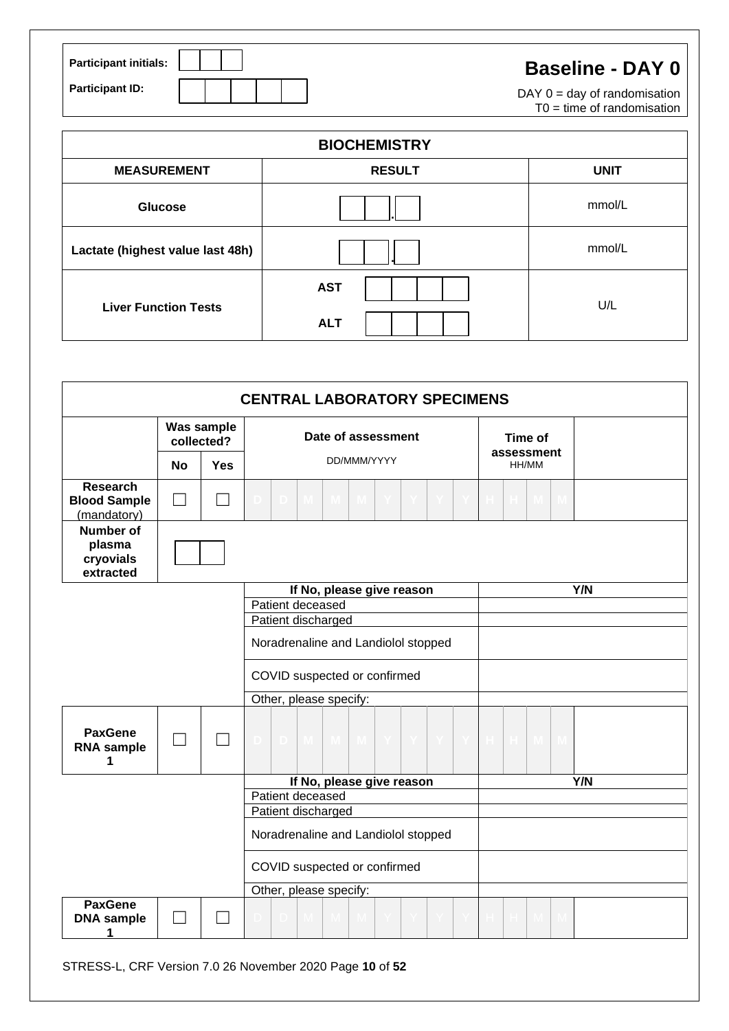Participant initials: | | | |

Participant ID: | | | | | | |

# Baseline - DAY 0

DAY 0 = day of randomisation
T0 = time of randomisation

| BIOCHEMISTRY | | |
|---|---|---|
| **MEASUREMENT** | **RESULT** | **UNIT** |
| **Glucose** | \_\_ \_\_ . \_\_ | mmol/L |
| **Lactate (highest value last 48h)** | \_\_ \_\_ . \_\_ | mmol/L |
| **Liver Function Tests** | **AST** \_\_ \_\_ \_\_ \_\_<br>**ALT** \_\_ \_\_ \_\_ \_\_ | U/L |

| CENTRAL LABORATORY SPECIMENS | | | | | |
|---|---|---|---|---|---|
| | **Was sample collected?** | | **Date of assessment** | **Time of assessment** | |
| | **No** | **Yes** | DD/MMM/YYYY | HH/MM | |
| **Research Blood Sample** (mandatory) | ☐ | ☐ | D D M M M Y Y Y Y | H H M M | |
| **Number of plasma cryovials extracted** | \_\_ \_\_ | | | | |
| | | | **If No, please give reason** | **Y/N** | |
| | | | Patient deceased | | |
| | | | Patient discharged | | |
| | | | Noradrenaline and Landiolol stopped | | |
| | | | COVID suspected or confirmed | | |
| | | | Other, please specify: | | |
| **PaxGene RNA sample 1** | ☐ | ☐ | D D M M M Y Y Y Y | H H M M | |
| | | | **If No, please give reason** | **Y/N** | |
| | | | Patient deceased | | |
| | | | Patient discharged | | |
| | | | Noradrenaline and Landiolol stopped | | |
| | | | COVID suspected or confirmed | | |
| | | | Other, please specify: | | |
| **PaxGene DNA sample 1** | ☐ | ☐ | D D M M M Y Y Y Y | H H M M | |

STRESS-L, CRF Version 7.0 26 November 2020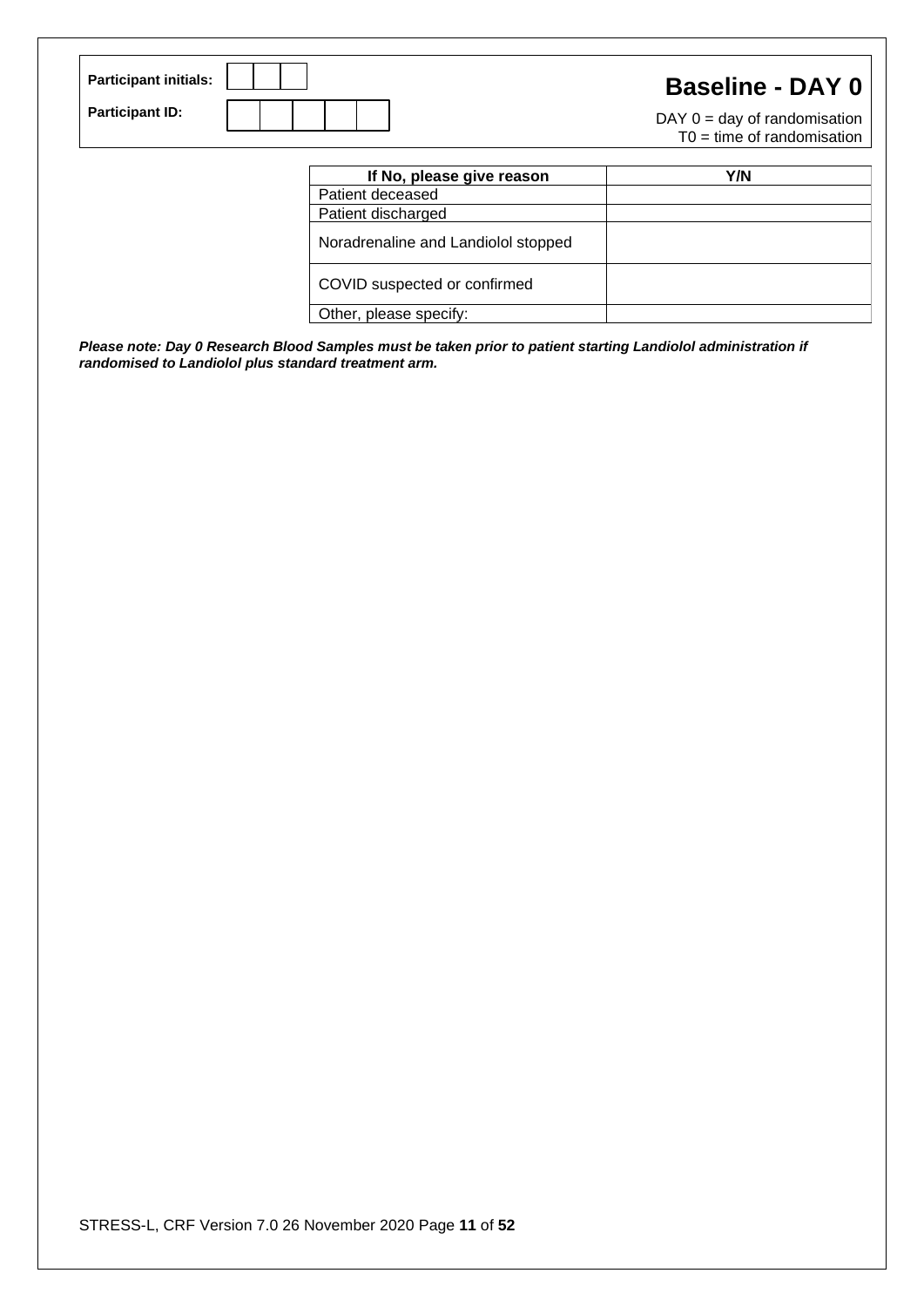| Participant initials: | | | |
|---|---|---|---|
| **Participant ID:** | | | |

# Baseline - DAY 0

DAY 0 = day of randomisation
T0 = time of randomisation

| If No, please give reason | Y/N |
|---|---|
| Patient deceased | |
| Patient discharged | |
| Noradrenaline and Landiolol stopped | |
| COVID suspected or confirmed | |
| Other, please specify: | |

***Please note: Day 0 Research Blood Samples must be taken prior to patient starting Landiolol administration if randomised to Landiolol plus standard treatment arm.***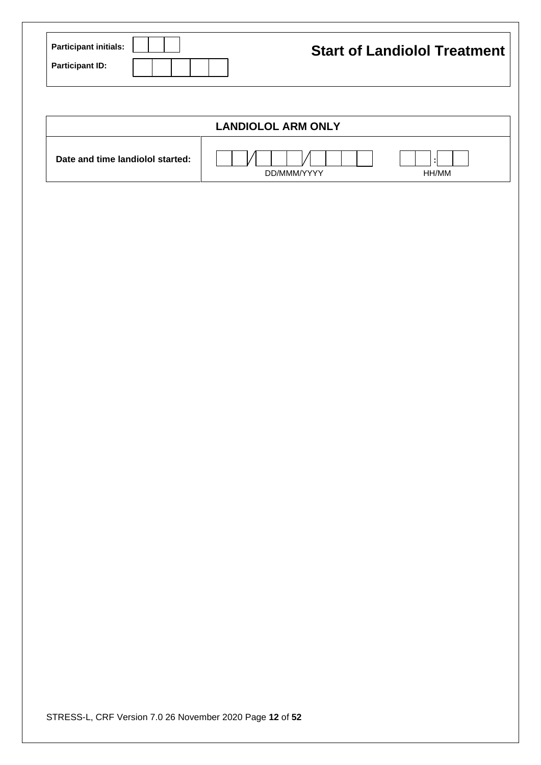| Participant initials: | | | |
|---|---|---|---|
| Participant ID: | | | |

# Start of Landiolol Treatment

| LANDIOLOL ARM ONLY | |
|---|---|
| Date and time landiolol started: | \_ \_ / \_ \_ \_ / \_ \_ \_ \_ DD/MMM/YYYY &nbsp;&nbsp; \_ \_ : \_ \_ HH/MM |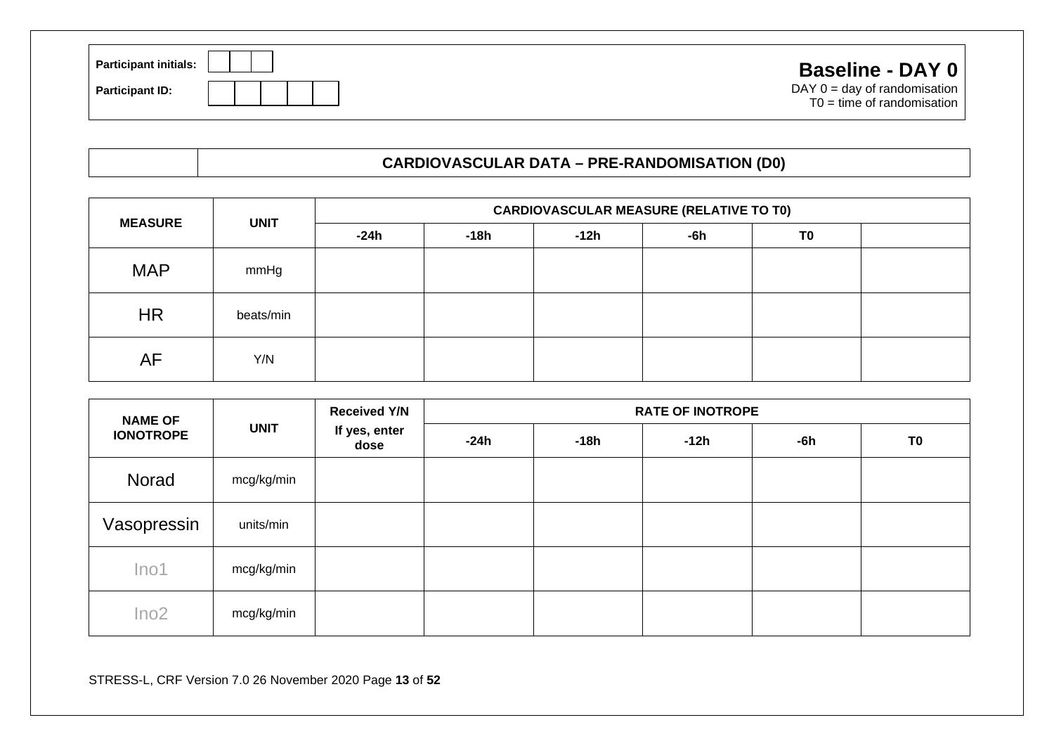| Participant initials: | | | |
|---|---|---|---|
| Participant ID: | | | |

## Baseline - DAY 0

DAY 0 = day of randomisation
T0 = time of randomisation

| | CARDIOVASCULAR DATA – PRE-RANDOMISATION (D0) |
|---|---|

| MEASURE | UNIT | CARDIOVASCULAR MEASURE (RELATIVE TO T0) | | | | | |
|---|---|---|---|---|---|---|---|
| | | -24h | -18h | -12h | -6h | T0 | |
| MAP | mmHg | | | | | | |
| HR | beats/min | | | | | | |
| AF | Y/N | | | | | | |

| NAME OF IONOTROPE | UNIT | Received Y/N If yes, enter dose | RATE OF INOTROPE | | | | |
|---|---|---|---|---|---|---|---|
| | | | -24h | -18h | -12h | -6h | T0 |
| Norad | mcg/kg/min | | | | | | |
| Vasopressin | units/min | | | | | | |
| Ino1 | mcg/kg/min | | | | | | |
| Ino2 | mcg/kg/min | | | | | | |

STRESS-L, CRF Version 7.0 26 November 2020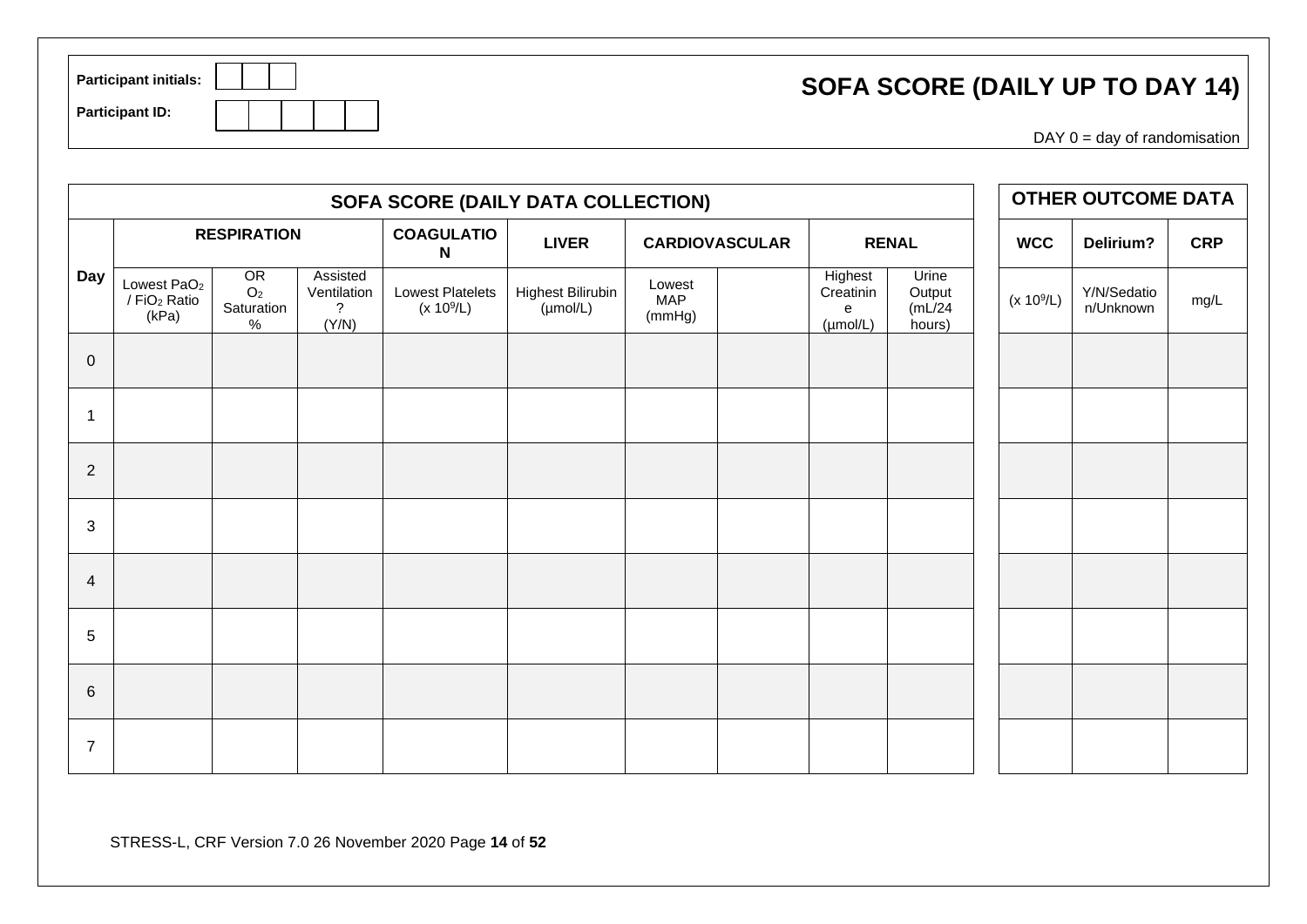**Participant initials:** | | | |

**Participant ID:** | | | | | |

# SOFA SCORE (DAILY UP TO DAY 14)

DAY 0 = day of randomisation

| SOFA SCORE (DAILY DATA COLLECTION) | | | | | | | | | | |
|---|---|---|---|---|---|---|---|---|---|---|
| **Day** | **RESPIRATION** | | | **COAGULATION** | **LIVER** | **CARDIOVASCULAR** | | **RENAL** | | |
| | Lowest $PaO_2$ / $FiO_2$ Ratio (kPa) | OR $O_2$ Saturation % | Assisted Ventilation? (Y/N) | Lowest Platelets (x $10^9$/L) | Highest Bilirubin (µmol/L) | Lowest MAP (mmHg) | | Highest Creatinine (µmol/L) | Urine Output (mL/24 hours) | |
| 0 | | | | | | | | | | |
| 1 | | | | | | | | | | |
| 2 | | | | | | | | | | |
| 3 | | | | | | | | | | |
| 4 | | | | | | | | | | |
| 5 | | | | | | | | | | |
| 6 | | | | | | | | | | |
| 7 | | | | | | | | | | |

| OTHER OUTCOME DATA | | |
|---|---|---|
| **WCC** | **Delirium?** | **CRP** |
| (x $10^9$/L) | Y/N/Sedation/Unknown | mg/L |
| | | |
| | | |
| | | |
| | | |
| | | |
| | | |
| | | |
| | | |

STRESS-L, CRF Version 7.0 26 November 2020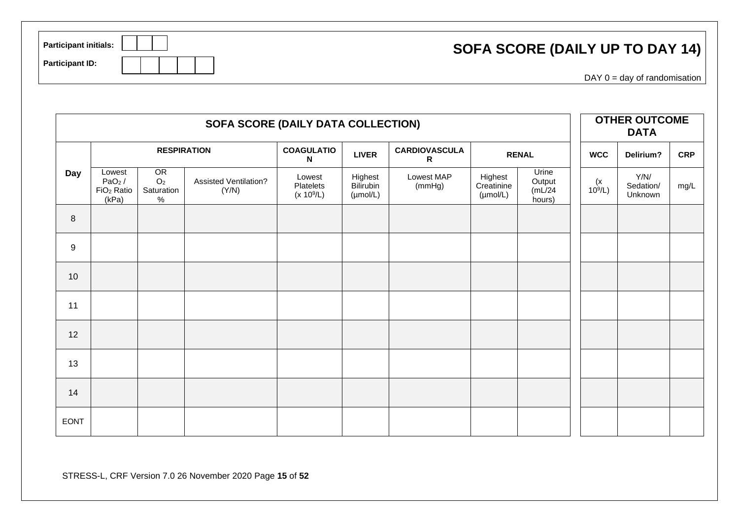Participant initials: | | | |

Participant ID: | | | | | |

# SOFA SCORE (DAILY UP TO DAY 14)

DAY 0 = day of randomisation

| SOFA SCORE (DAILY DATA COLLECTION) | | | | | | | | | OTHER OUTCOME DATA | | |
|---|---|---|---|---|---|---|---|---|---|---|---|
| | **RESPIRATION** | | | **COAGULATION** | **LIVER** | **CARDIOVASCULAR** | **RENAL** | | **WCC** | **Delirium?** | **CRP** |
| **Day** | Lowest $PaO_2$ / $FiO_2$ Ratio (kPa) | OR $O_2$ Saturation % | Assisted Ventilation? (Y/N) | Lowest Platelets (x $10^9$/L) | Highest Bilirubin (µmol/L) | Lowest MAP (mmHg) | Highest Creatinine (µmol/L) | Urine Output (mL/24 hours) | (x $10^9$/L) | Y/N/ Sedation/ Unknown | mg/L |
| 8 | | | | | | | | | | | |
| 9 | | | | | | | | | | | |
| 10 | | | | | | | | | | | |
| 11 | | | | | | | | | | | |
| 12 | | | | | | | | | | | |
| 13 | | | | | | | | | | | |
| 14 | | | | | | | | | | | |
| EONT | | | | | | | | | | | |

STRESS-L, CRF Version 7.0 26 November 2020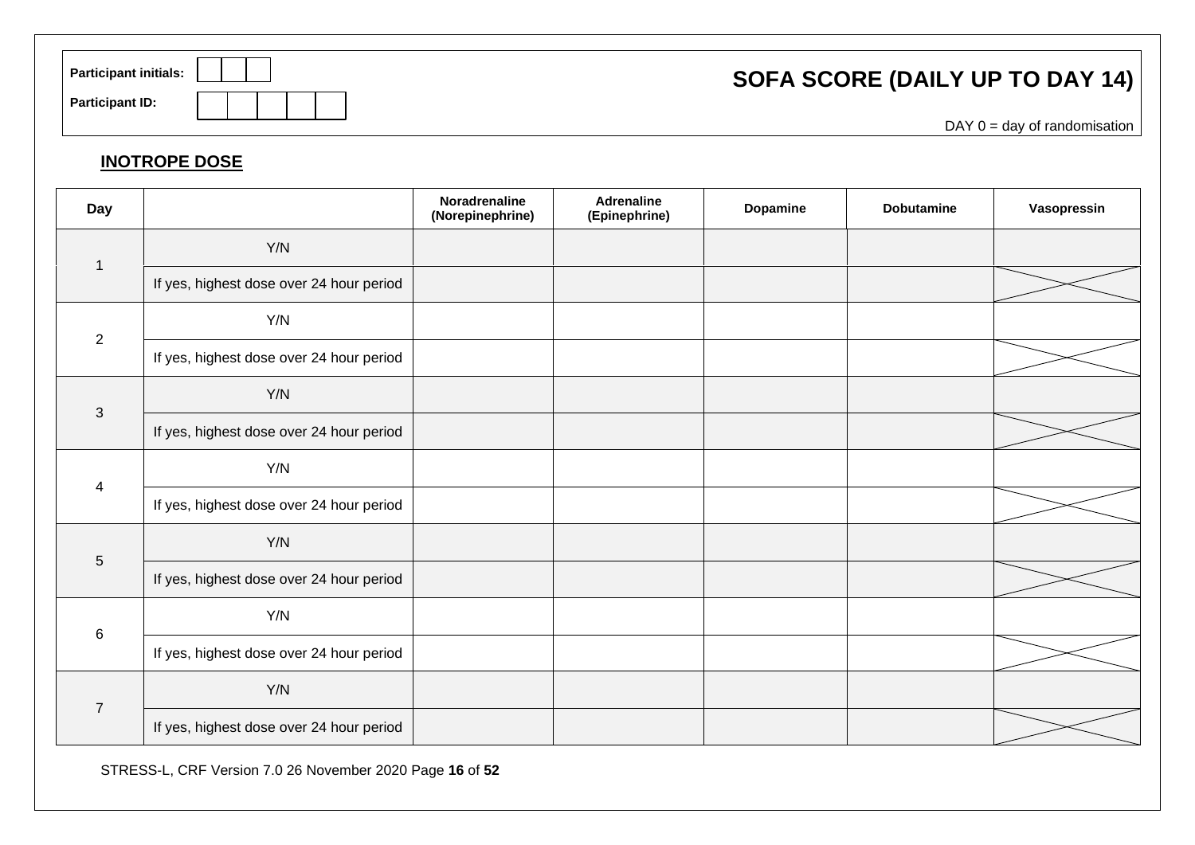Participant initials: | | | |

Participant ID: | | | | | |

# SOFA SCORE (DAILY UP TO DAY 14)

DAY 0 = day of randomisation

## INOTROPE DOSE

| Day | | Noradrenaline (Norepinephrine) | Adrenaline (Epinephrine) | Dopamine | Dobutamine | Vasopressin |
|---|---|---|---|---|---|---|
| 1 | Y/N | | | | | |
| | If yes, highest dose over 24 hour period | | | | | X |
| 2 | Y/N | | | | | |
| | If yes, highest dose over 24 hour period | | | | | X |
| 3 | Y/N | | | | | |
| | If yes, highest dose over 24 hour period | | | | | X |
| 4 | Y/N | | | | | |
| | If yes, highest dose over 24 hour period | | | | | X |
| 5 | Y/N | | | | | |
| | If yes, highest dose over 24 hour period | | | | | X |
| 6 | Y/N | | | | | |
| | If yes, highest dose over 24 hour period | | | | | X |
| 7 | Y/N | | | | | |
| | If yes, highest dose over 24 hour period | | | | | X |

STRESS-L, CRF Version 7.0 26 November 2020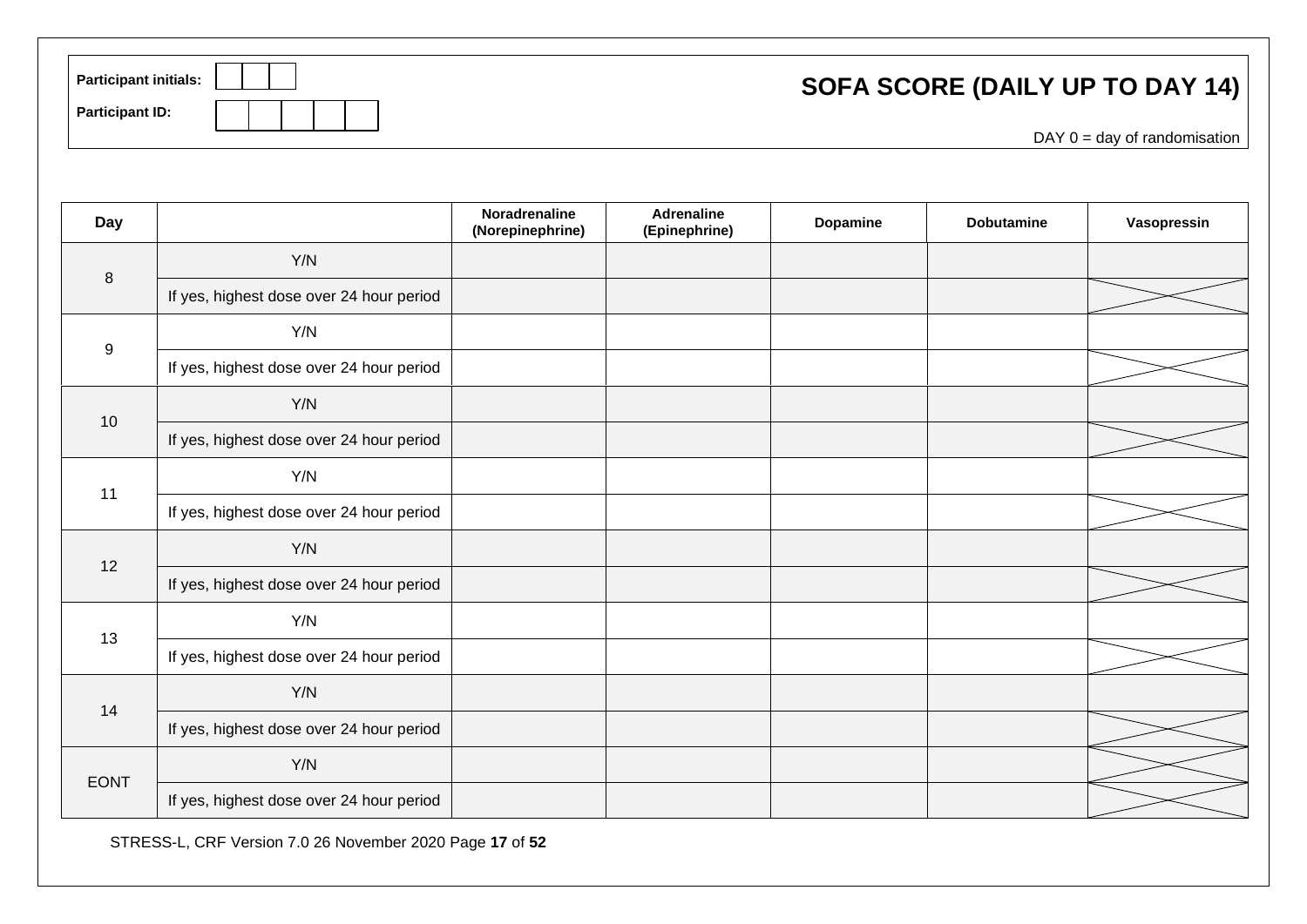**Participant initials:** | | | |

**Participant ID:** | | | | | |

## SOFA SCORE (DAILY UP TO DAY 14)

DAY 0 = day of randomisation

| Day | | Noradrenaline (Norepinephrine) | Adrenaline (Epinephrine) | Dopamine | Dobutamine | Vasopressin |
|---|---|---|---|---|---|---|
| 8 | Y/N | | | | | |
| | If yes, highest dose over 24 hour period | | | | | X |
| 9 | Y/N | | | | | |
| | If yes, highest dose over 24 hour period | | | | | X |
| 10 | Y/N | | | | | |
| | If yes, highest dose over 24 hour period | | | | | X |
| 11 | Y/N | | | | | |
| | If yes, highest dose over 24 hour period | | | | | X |
| 12 | Y/N | | | | | |
| | If yes, highest dose over 24 hour period | | | | | X |
| 13 | Y/N | | | | | |
| | If yes, highest dose over 24 hour period | | | | | X |
| 14 | Y/N | | | | | |
| | If yes, highest dose over 24 hour period | | | | | X |
| EONT | Y/N | | | | | X |
| | If yes, highest dose over 24 hour period | | | | | X |

STRESS-L, CRF Version 7.0 26 November 2020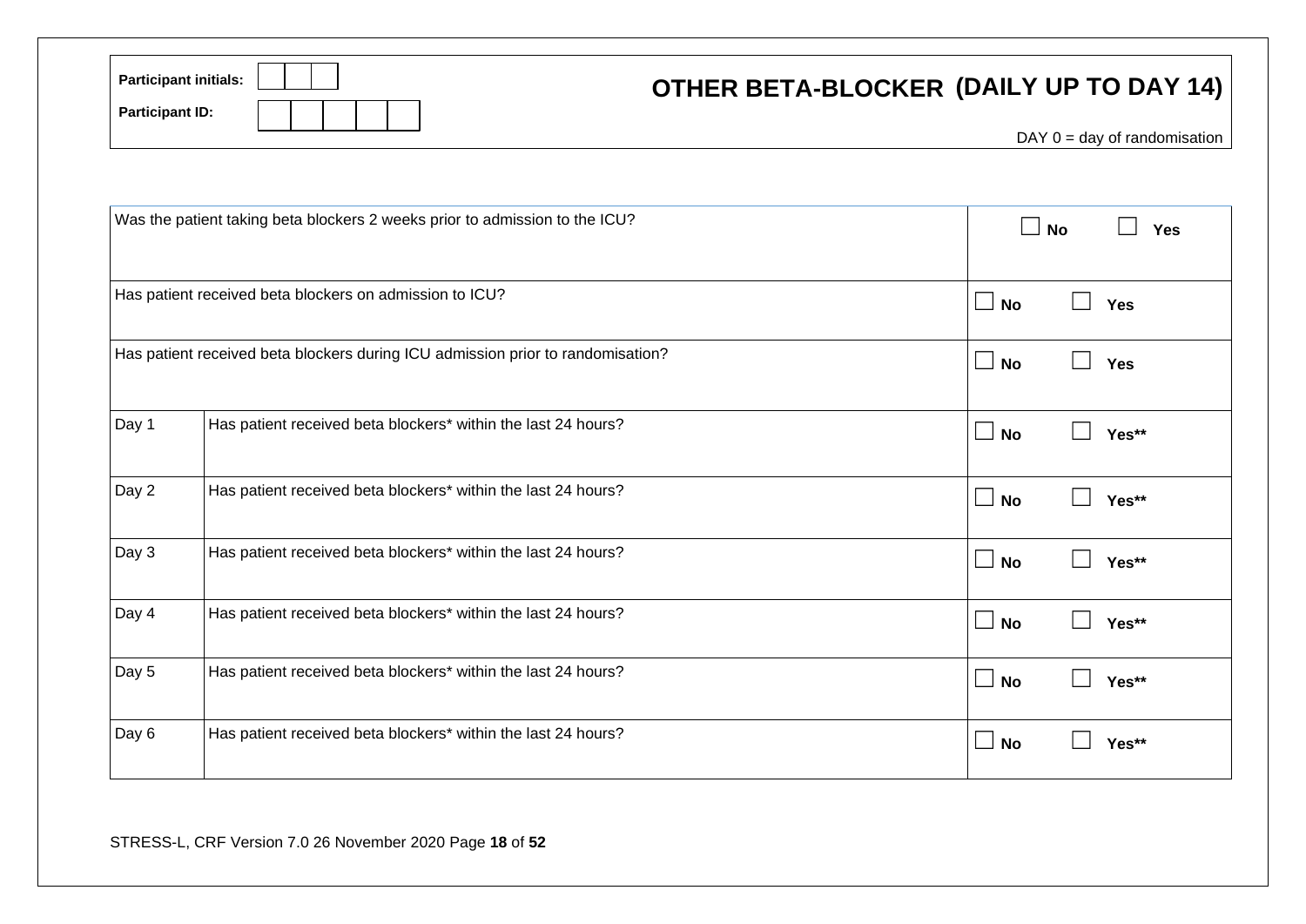| Participant initials: | ☐☐☐ |
|---|---|
| Participant ID: | ☐☐☐☐☐ |

# OTHER BETA-BLOCKER (DAILY UP TO DAY 14)

DAY 0 = day of randomisation

| | | |
|---|---|---|
| Was the patient taking beta blockers 2 weeks prior to admission to the ICU? | | ☐ No ☐ Yes |
| Has patient received beta blockers on admission to ICU? | | ☐ No ☐ Yes |
| Has patient received beta blockers during ICU admission prior to randomisation? | | ☐ No ☐ Yes |
| Day 1 | Has patient received beta blockers* within the last 24 hours? | ☐ No ☐ Yes** |
| Day 2 | Has patient received beta blockers* within the last 24 hours? | ☐ No ☐ Yes** |
| Day 3 | Has patient received beta blockers* within the last 24 hours? | ☐ No ☐ Yes** |
| Day 4 | Has patient received beta blockers* within the last 24 hours? | ☐ No ☐ Yes** |
| Day 5 | Has patient received beta blockers* within the last 24 hours? | ☐ No ☐ Yes** |
| Day 6 | Has patient received beta blockers* within the last 24 hours? | ☐ No ☐ Yes** |

STRESS-L, CRF Version 7.0 26 November 2020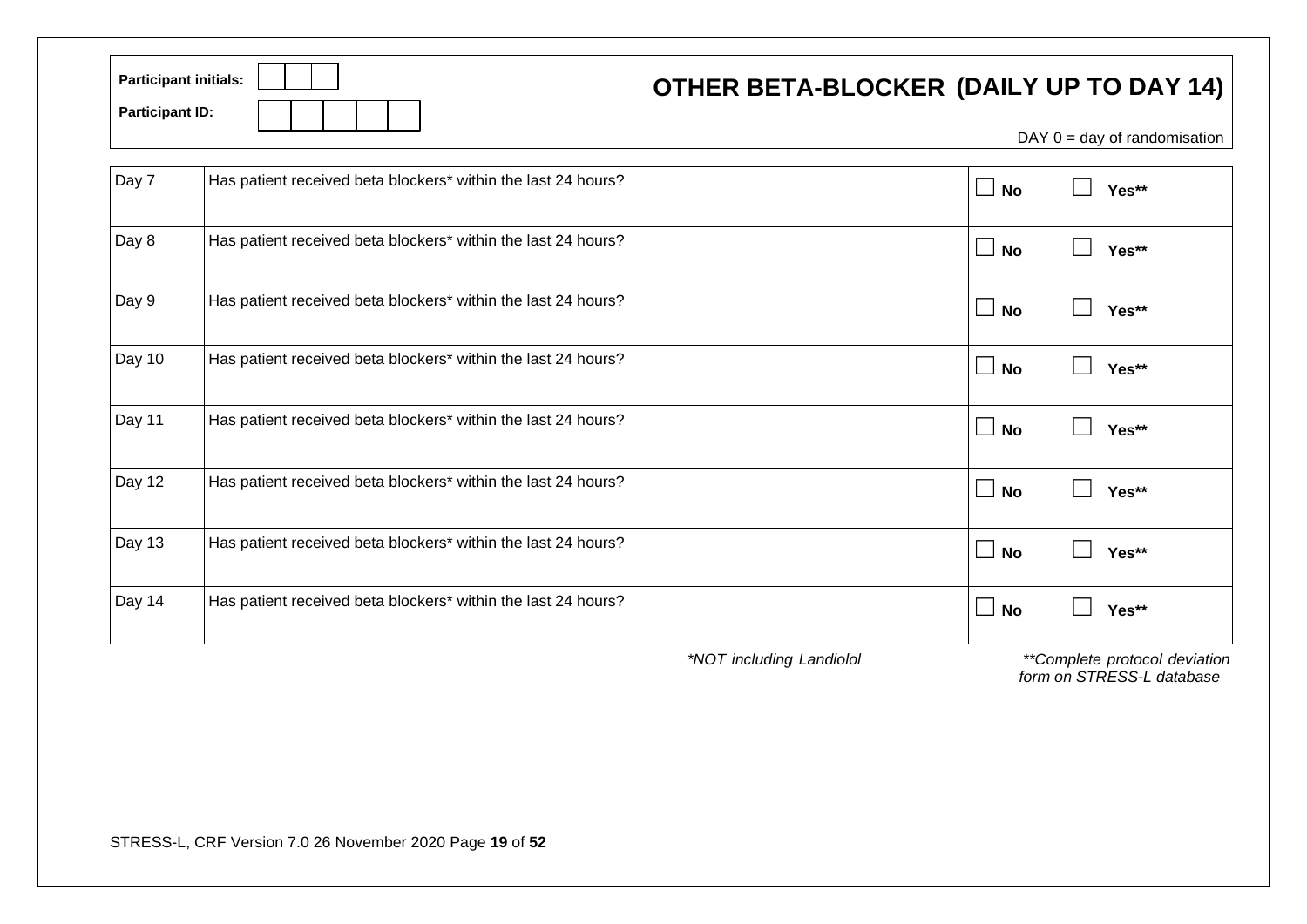**Participant initials:** | | | |

**Participant ID:** | | | | | | |

# OTHER BETA-BLOCKER (DAILY UP TO DAY 14)

DAY 0 = day of randomisation

| | | |
|---|---|---|
| Day 7 | Has patient received beta blockers* within the last 24 hours? | ☐ **No** ☐ **Yes*** |
| Day 8 | Has patient received beta blockers* within the last 24 hours? | ☐ **No** ☐ **Yes*** |
| Day 9 | Has patient received beta blockers* within the last 24 hours? | ☐ **No** ☐ **Yes*** |
| Day 10 | Has patient received beta blockers* within the last 24 hours? | ☐ **No** ☐ **Yes*** |
| Day 11 | Has patient received beta blockers* within the last 24 hours? | ☐ **No** ☐ **Yes*** |
| Day 12 | Has patient received beta blockers* within the last 24 hours? | ☐ **No** ☐ **Yes*** |
| Day 13 | Has patient received beta blockers* within the last 24 hours? | ☐ **No** ☐ **Yes*** |
| Day 14 | Has patient received beta blockers* within the last 24 hours? | ☐ **No** ☐ **Yes*** |

*\*NOT including Landiolol*

*\*\*Complete protocol deviation form on STRESS-L database*

STRESS-L, CRF Version 7.0 26 November 2020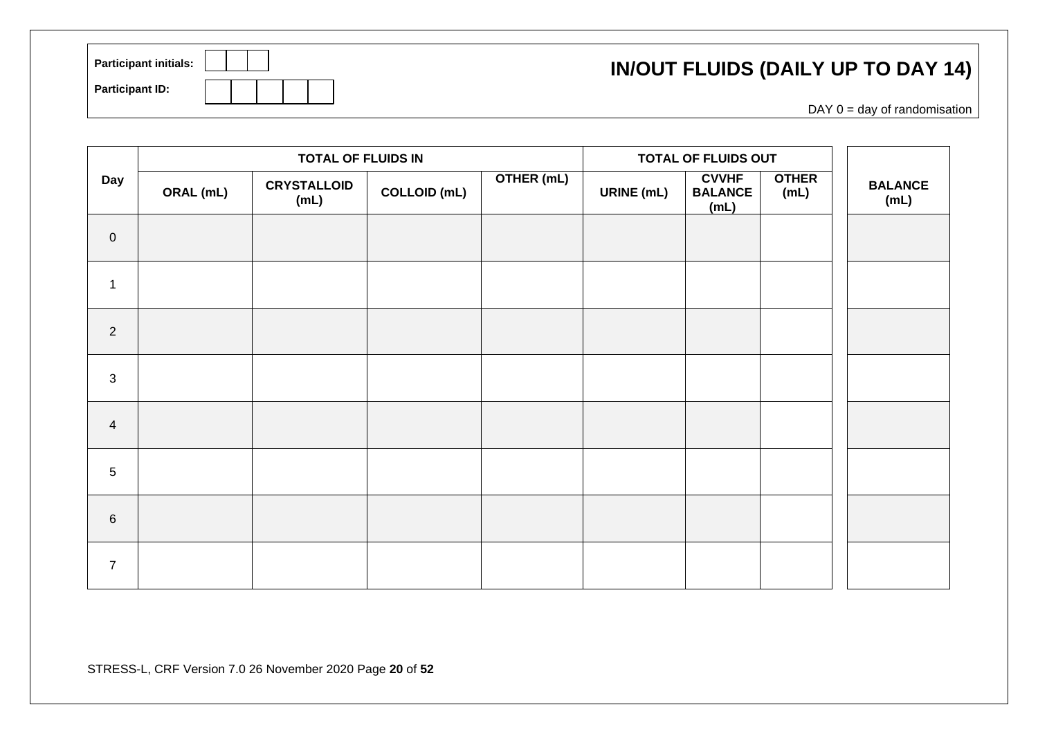Participant initials: | | | |

Participant ID: | | | | | |

# IN/OUT FLUIDS (DAILY UP TO DAY 14)

DAY 0 = day of randomisation

| Day | TOTAL OF FLUIDS IN | | | | TOTAL OF FLUIDS OUT | | | BALANCE (mL) |
|---|---|---|---|---|---|---|---|---|
| | ORAL (mL) | CRYSTALLOID (mL) | COLLOID (mL) | OTHER (mL) | URINE (mL) | CVVHF BALANCE (mL) | OTHER (mL) | |
| 0 | | | | | | | | |
| 1 | | | | | | | | |
| 2 | | | | | | | | |
| 3 | | | | | | | | |
| 4 | | | | | | | | |
| 5 | | | | | | | | |
| 6 | | | | | | | | |
| 7 | | | | | | | | |

STRESS-L, CRF Version 7.0 26 November 2020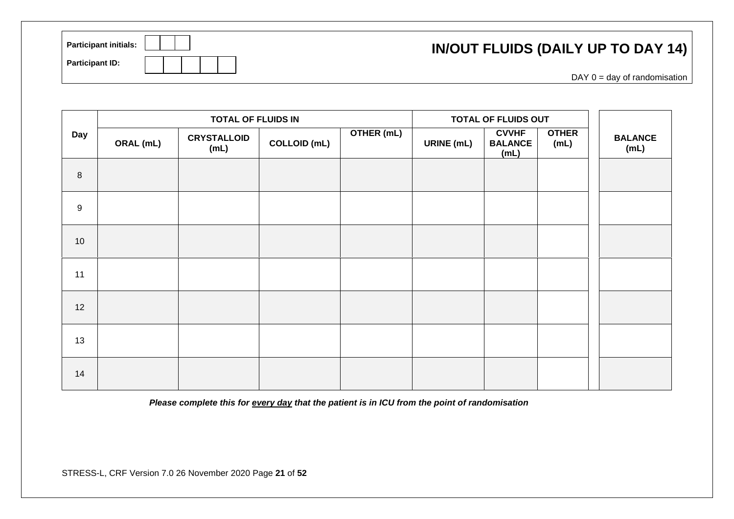Participant initials: | | | |

Participant ID: | | | | | | |

# IN/OUT FLUIDS (DAILY UP TO DAY 14)

DAY 0 = day of randomisation

| Day | TOTAL OF FLUIDS IN | | | | TOTAL OF FLUIDS OUT | | | BALANCE (mL) |
|---|---|---|---|---|---|---|---|---|
| | ORAL (mL) | CRYSTALLOID (mL) | COLLOID (mL) | OTHER (mL) | URINE (mL) | CVVHF BALANCE (mL) | OTHER (mL) | |
| 8 | | | | | | | | |
| 9 | | | | | | | | |
| 10 | | | | | | | | |
| 11 | | | | | | | | |
| 12 | | | | | | | | |
| 13 | | | | | | | | |
| 14 | | | | | | | | |

***Please complete this for every day that the patient is in ICU from the point of randomisation***

STRESS-L, CRF Version 7.0 26 November 2020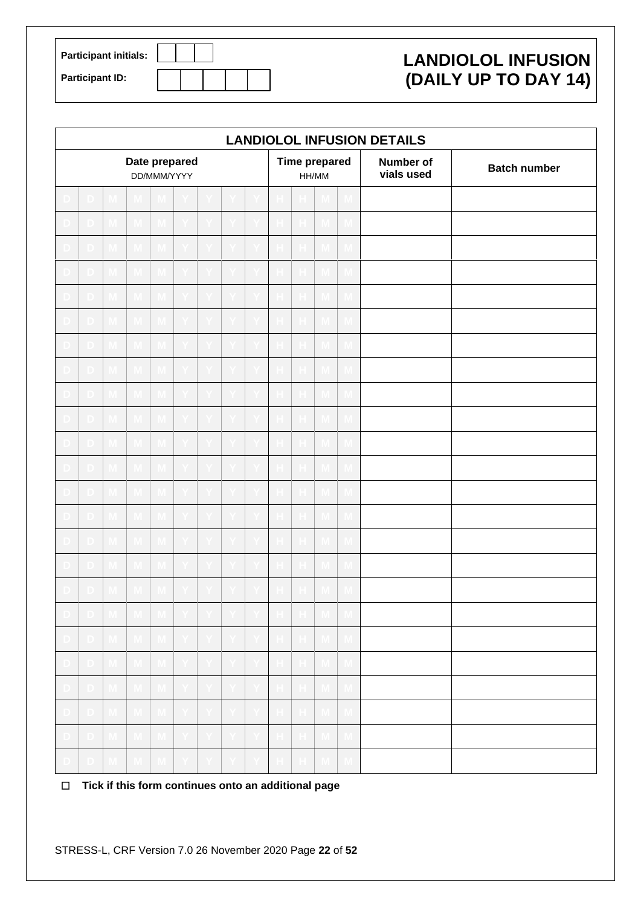| Participant initials: | | | |
|---|---|---|---|
| **Participant ID:** | | | |

# LANDIOLOL INFUSION (DAILY UP TO DAY 14)

| LANDIOLOL INFUSION DETAILS | | | |
|---|---|---|---|
| **Date prepared** DD/MMM/YYYY | **Time prepared** HH/MM | **Number of vials used** | **Batch number** |
| D D M M M Y Y Y Y | H H M M | | |
| D D M M M Y Y Y Y | H H M M | | |
| D D M M M Y Y Y Y | H H M M | | |
| D D M M M Y Y Y Y | H H M M | | |
| D D M M M Y Y Y Y | H H M M | | |
| D D M M M Y Y Y Y | H H M M | | |
| D D M M M Y Y Y Y | H H M M | | |
| D D M M M Y Y Y Y | H H M M | | |
| D D M M M Y Y Y Y | H H M M | | |
| D D M M M Y Y Y Y | H H M M | | |
| D D M M M Y Y Y Y | H H M M | | |
| D D M M M Y Y Y Y | H H M M | | |
| D D M M M Y Y Y Y | H H M M | | |
| D D M M M Y Y Y Y | H H M M | | |
| D D M M M Y Y Y Y | H H M M | | |
| D D M M M Y Y Y Y | H H M M | | |
| D D M M M Y Y Y Y | H H M M | | |
| D D M M M Y Y Y Y | H H M M | | |
| D D M M M Y Y Y Y | H H M M | | |
| D D M M M Y Y Y Y | H H M M | | |
| D D M M M Y Y Y Y | H H M M | | |
| D D M M M Y Y Y Y | H H M M | | |
| D D M M M Y Y Y Y | H H M M | | |
| D D M M M Y Y Y Y | H H M M | | |

☐ **Tick if this form continues onto an additional page**

STRESS-L, CRF Version 7.0 26 November 2020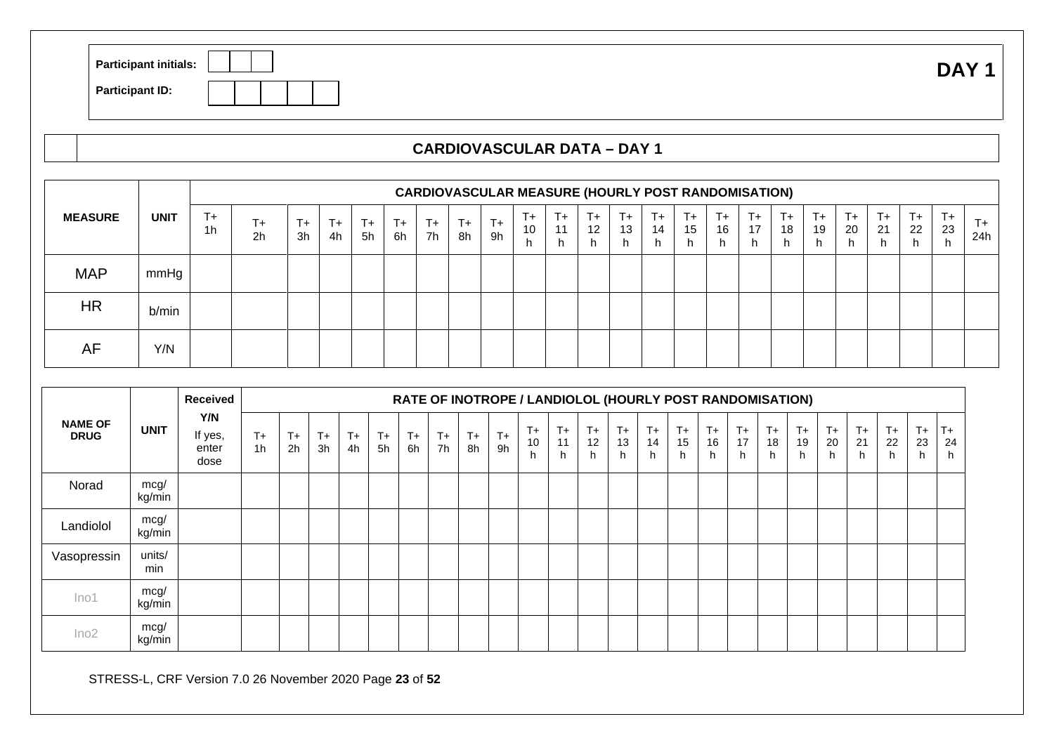| Participant initials: | | | |
|---|---|---|---|

| Participant ID: | | | | | |
|---|---|---|---|---|---|

**DAY 1**

## CARDIOVASCULAR DATA – DAY 1

| MEASURE | UNIT | CARDIOVASCULAR MEASURE (HOURLY POST RANDOMISATION) | | | | | | | | | | | | | | | | | | | | | | | |
|---|---|---|---|---|---|---|---|---|---|---|---|---|---|---|---|---|---|---|---|---|---|---|---|---|---|
| | | T+ 1h | T+ 2h | T+ 3h | T+ 4h | T+ 5h | T+ 6h | T+ 7h | T+ 8h | T+ 9h | T+ 10 h | T+ 11 h | T+ 12 h | T+ 13 h | T+ 14 h | T+ 15 h | T+ 16 h | T+ 17 h | T+ 18 h | T+ 19 h | T+ 20 h | T+ 21 h | T+ 22 h | T+ 23 h | T+ 24h |
| MAP | mmHg | | | | | | | | | | | | | | | | | | | | | | | | |
| HR | b/min | | | | | | | | | | | | | | | | | | | | | | | | |
| AF | Y/N | | | | | | | | | | | | | | | | | | | | | | | | |

| NAME OF DRUG | UNIT | Received | RATE OF INOTROPE / LANDIOLOL (HOURLY POST RANDOMISATION) | | | | | | | | | | | | | | | | | | | | | | | |
|---|---|---|---|---|---|---|---|---|---|---|---|---|---|---|---|---|---|---|---|---|---|---|---|---|---|---|
| | | Y/N If yes, enter dose | T+ 1h | T+ 2h | T+ 3h | T+ 4h | T+ 5h | T+ 6h | T+ 7h | T+ 8h | T+ 9h | T+ 10 h | T+ 11 h | T+ 12 h | T+ 13 h | T+ 14 h | T+ 15 h | T+ 16 h | T+ 17 h | T+ 18 h | T+ 19 h | T+ 20 h | T+ 21 h | T+ 22 h | T+ 23 h | T+ 24 h |
| Norad | mcg/ kg/min | | | | | | | | | | | | | | | | | | | | | | | | | |
| Landiolol | mcg/ kg/min | | | | | | | | | | | | | | | | | | | | | | | | | |
| Vasopressin | units/ min | | | | | | | | | | | | | | | | | | | | | | | | | |
| Ino1 | mcg/ kg/min | | | | | | | | | | | | | | | | | | | | | | | | | |
| Ino2 | mcg/ kg/min | | | | | | | | | | | | | | | | | | | | | | | | | |

STRESS-L, CRF Version 7.0 26 November 2020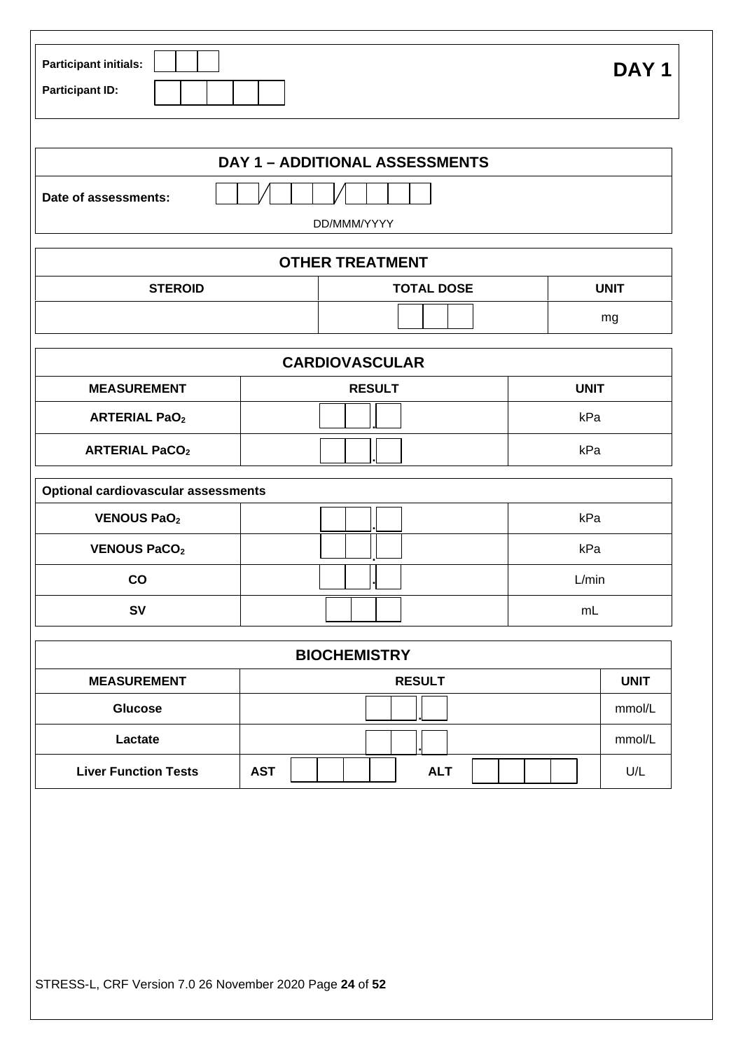**Participant initials:** | | | |

**Participant ID:** | | | | | |

# DAY 1

## DAY 1 – ADDITIONAL ASSESSMENTS

**Date of assessments:** __ __ / __ __ __ / __ __ __ __

DD/MMM/YYYY

| OTHER TREATMENT | | |
|---|---|---|
| **STEROID** | **TOTAL DOSE** | **UNIT** |
| | __ __ __ | mg |

| CARDIOVASCULAR | | |
|---|---|---|
| **MEASUREMENT** | **RESULT** | **UNIT** |
| **ARTERIAL $PaO_2$** | __ __ . __ | kPa |
| **ARTERIAL $PaCO_2$** | __ __ . __ | kPa |

| Optional cardiovascular assessments | | |
|---|---|---|
| **VENOUS $PaO_2$** | __ __ . __ | kPa |
| **VENOUS $PaCO_2$** | __ __ . __ | kPa |
| **CO** | __ __ . __ | L/min |
| **SV** | __ __ __ | mL |

| BIOCHEMISTRY | | |
|---|---|---|
| **MEASUREMENT** | **RESULT** | **UNIT** |
| **Glucose** | __ __ . __ | mmol/L |
| **Lactate** | __ __ . __ | mmol/L |
| **Liver Function Tests** | **AST** __ __ __ __ **ALT** __ __ __ __ | U/L |

STRESS-L, CRF Version 7.0 26 November 2020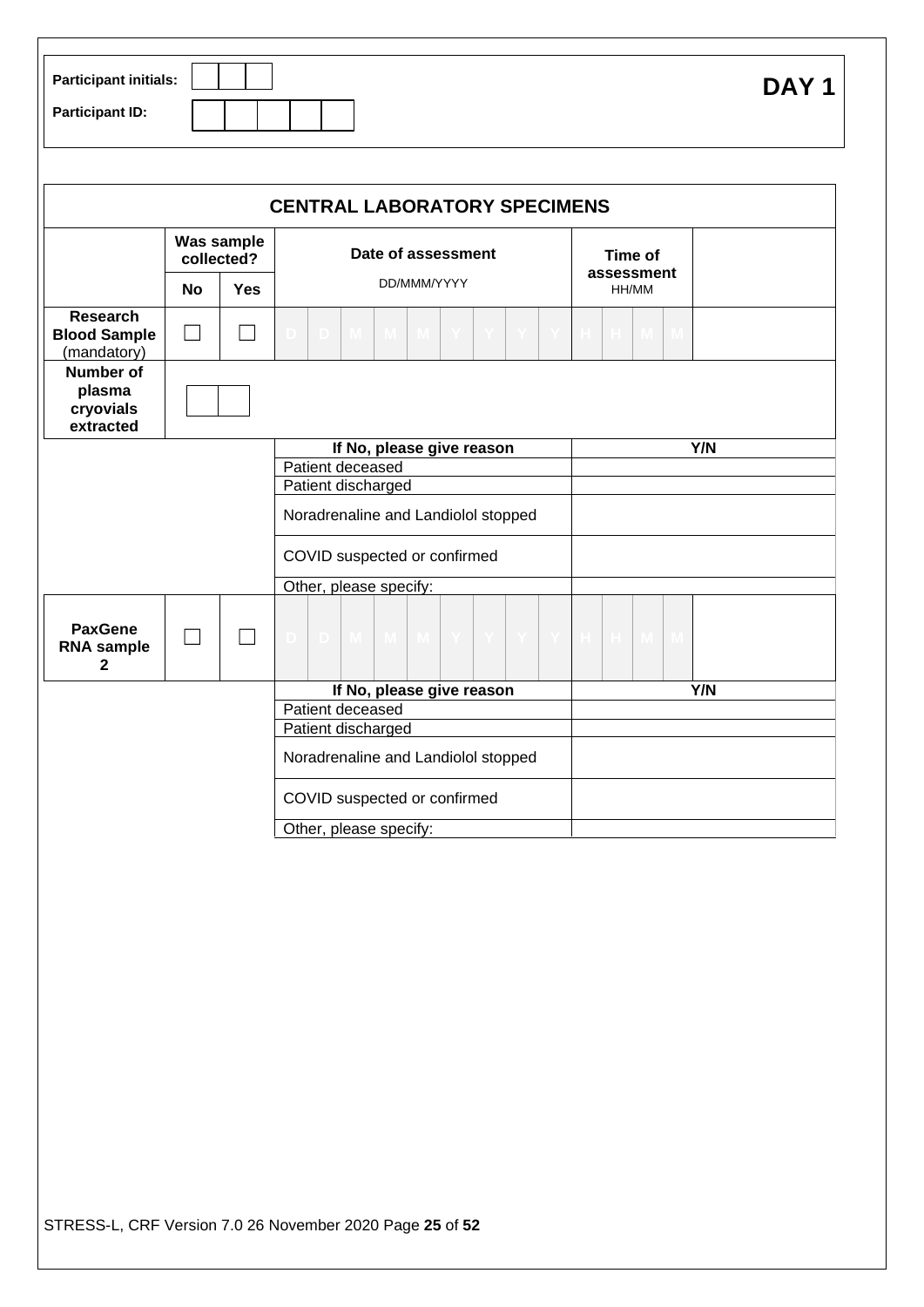Participant initials: | | | |

Participant ID: | | | | | | |

**DAY 1**

## CENTRAL LABORATORY SPECIMENS

| | Was sample collected? | | Date of assessment | Time of assessment | |
|---|---|---|---|---|---|
| | **No** | **Yes** | DD/MMM/YYYY | HH/MM | |
| **Research Blood Sample** (mandatory) | ☐ | ☐ | D D M M M Y Y Y Y | H H M M | |
| **Number of plasma cryovials extracted** | \| \| \| | | | | |

| If No, please give reason | Y/N |
|---|---|
| Patient deceased | |
| Patient discharged | |
| Noradrenaline and Landiolol stopped | |
| COVID suspected or confirmed | |
| Other, please specify: | |

| | No | Yes | Date of assessment | Time of assessment | |
|---|---|---|---|---|---|
| **PaxGene RNA sample 2** | ☐ | ☐ | D D M M M Y Y Y Y | H H M M | |

| If No, please give reason | Y/N |
|---|---|
| Patient deceased | |
| Patient discharged | |
| Noradrenaline and Landiolol stopped | |
| COVID suspected or confirmed | |
| Other, please specify: | |

STRESS-L, CRF Version 7.0 26 November 2020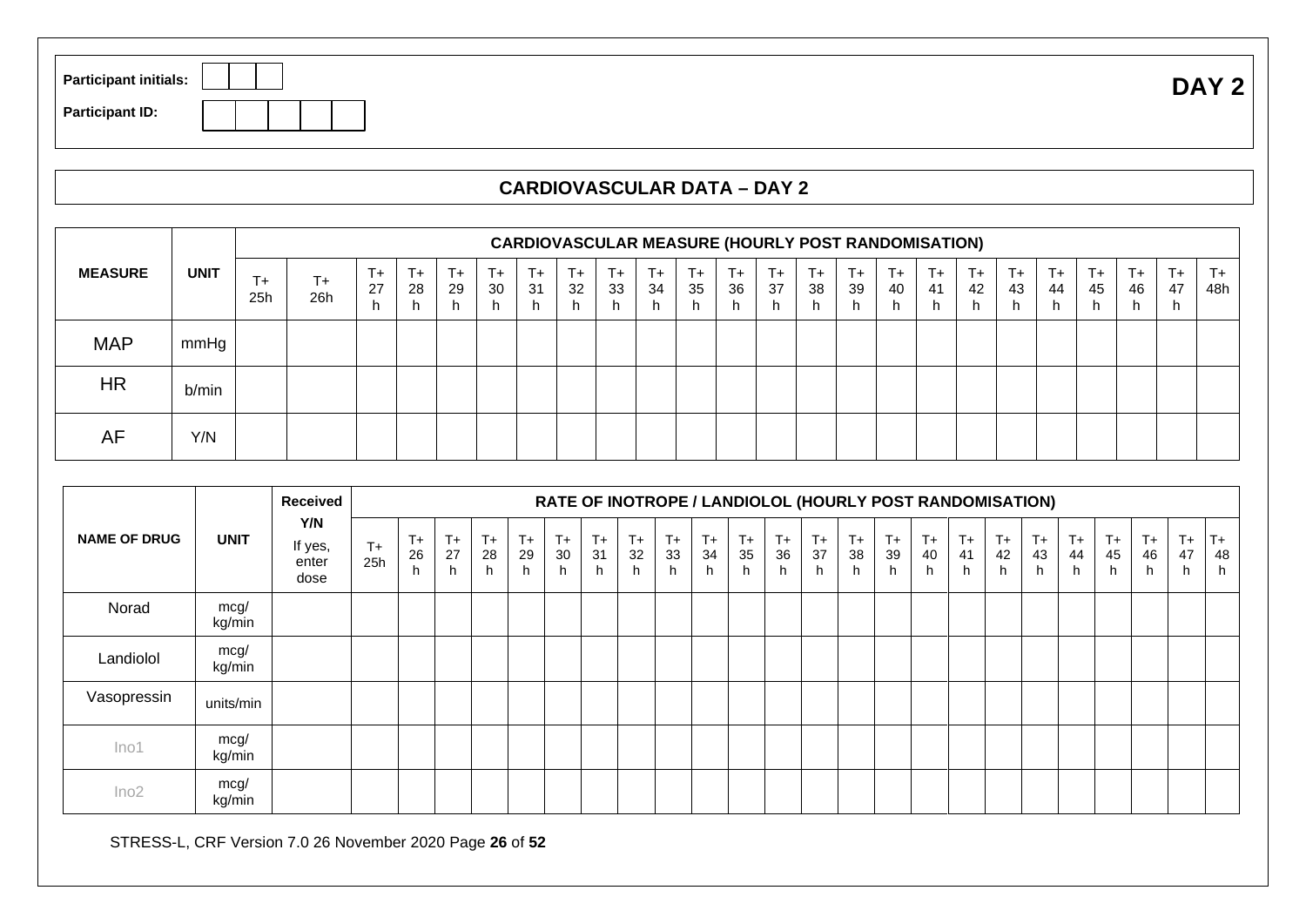**Participant initials:** | | | |

**Participant ID:** | | | | | | |

**DAY 2**

## CARDIOVASCULAR DATA – DAY 2

| MEASURE | UNIT | CARDIOVASCULAR MEASURE (HOURLY POST RANDOMISATION) | | | | | | | | | | | | | | | | | | | | | | | |
|---|---|---|---|---|---|---|---|---|---|---|---|---|---|---|---|---|---|---|---|---|---|---|---|---|---|
| | | T+ 25h | T+ 26h | T+ 27 h | T+ 28 h | T+ 29 h | T+ 30 h | T+ 31 h | T+ 32 h | T+ 33 h | T+ 34 h | T+ 35 h | T+ 36 h | T+ 37 h | T+ 38 h | T+ 39 h | T+ 40 h | T+ 41 h | T+ 42 h | T+ 43 h | T+ 44 h | T+ 45 h | T+ 46 h | T+ 47 h | T+ 48h |
| MAP | mmHg | | | | | | | | | | | | | | | | | | | | | | | | |
| HR | b/min | | | | | | | | | | | | | | | | | | | | | | | | |
| AF | Y/N | | | | | | | | | | | | | | | | | | | | | | | | |

| NAME OF DRUG | UNIT | Received Y/N If yes, enter dose | RATE OF INOTROPE / LANDIOLOL (HOURLY POST RANDOMISATION) | | | | | | | | | | | | | | | | | | | | | | |
|---|---|---|---|---|---|---|---|---|---|---|---|---|---|---|---|---|---|---|---|---|---|---|---|---|---|
| | | | T+ 25h | T+ 26 h | T+ 27 h | T+ 28 h | T+ 29 h | T+ 30 h | T+ 31 h | T+ 32 h | T+ 33 h | T+ 34 h | T+ 35 h | T+ 36 h | T+ 37 h | T+ 38 h | T+ 39 h | T+ 40 h | T+ 41 h | T+ 42 h | T+ 43 h | T+ 44 h | T+ 45 h | T+ 46 h | T+ 47 h | T+ 48 h |
| Norad | mcg/ kg/min | | | | | | | | | | | | | | | | | | | | | | | | | |
| Landiolol | mcg/ kg/min | | | | | | | | | | | | | | | | | | | | | | | | | |
| Vasopressin | units/min | | | | | | | | | | | | | | | | | | | | | | | | | |
| Ino1 | mcg/ kg/min | | | | | | | | | | | | | | | | | | | | | | | | | |
| Ino2 | mcg/ kg/min | | | | | | | | | | | | | | | | | | | | | | | | | |

STRESS-L, CRF Version 7.0 26 November 2020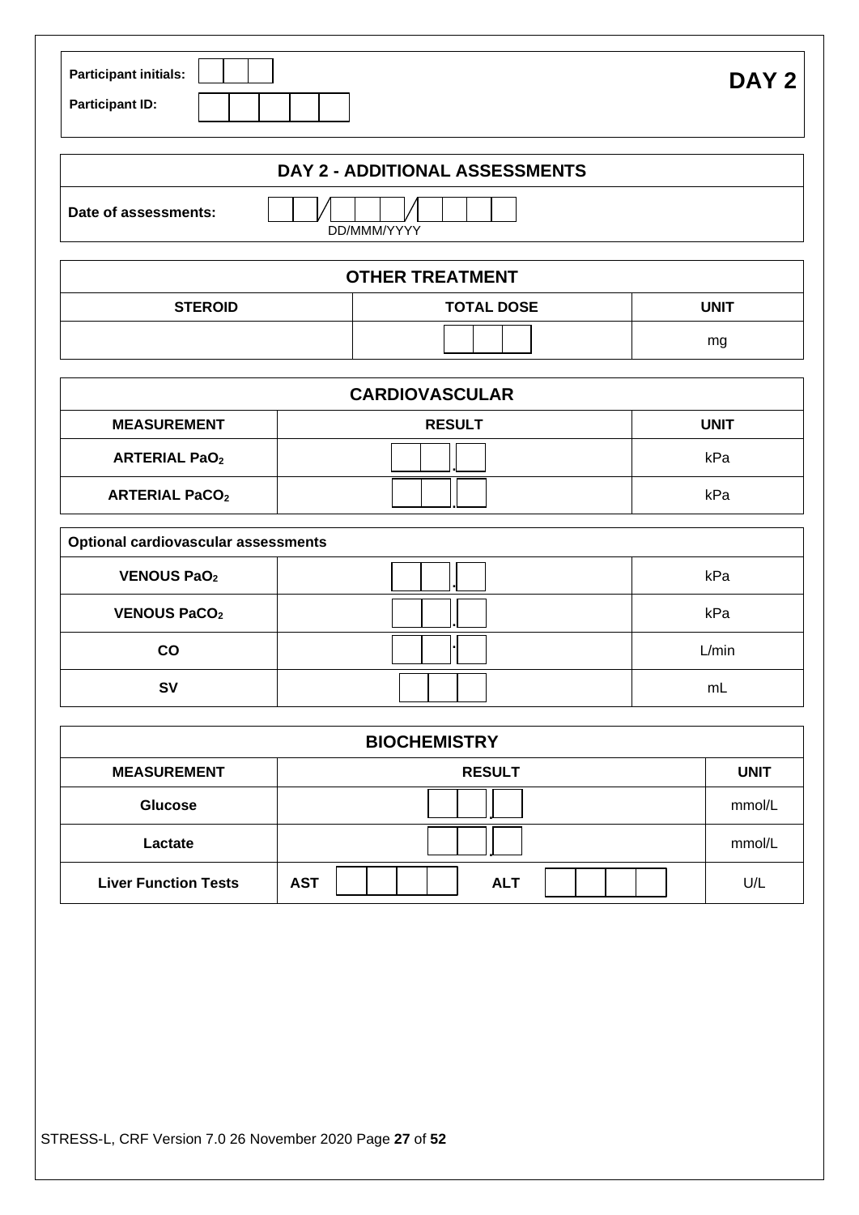**Participant initials:** | | | |

**Participant ID:** | | | | | |

**DAY 2**

## DAY 2 - ADDITIONAL ASSESSMENTS

**Date of assessments:** __ __ / __ __ __ / __ __ __ __
DD/MMM/YYYY

| OTHER TREATMENT | | |
|---|---|---|
| **STEROID** | **TOTAL DOSE** | **UNIT** |
| | __ __ __ | mg |

| CARDIOVASCULAR | | |
|---|---|---|
| **MEASUREMENT** | **RESULT** | **UNIT** |
| **ARTERIAL $PaO_2$** | __ __ . __ | kPa |
| **ARTERIAL $PaCO_2$** | __ __ . __ | kPa |

| Optional cardiovascular assessments | | |
|---|---|---|
| **VENOUS $PaO_2$** | __ __ . __ | kPa |
| **VENOUS $PaCO_2$** | __ __ . __ | kPa |
| **CO** | __ __ . __ | L/min |
| **SV** | __ __ __ | mL |

| BIOCHEMISTRY | | |
|---|---|---|
| **MEASUREMENT** | **RESULT** | **UNIT** |
| **Glucose** | __ __ . __ | mmol/L |
| **Lactate** | __ __ . __ | mmol/L |
| **Liver Function Tests** | **AST** __ __ __ __ **ALT** __ __ __ __ | U/L |

STRESS-L, CRF Version 7.0 26 November 2020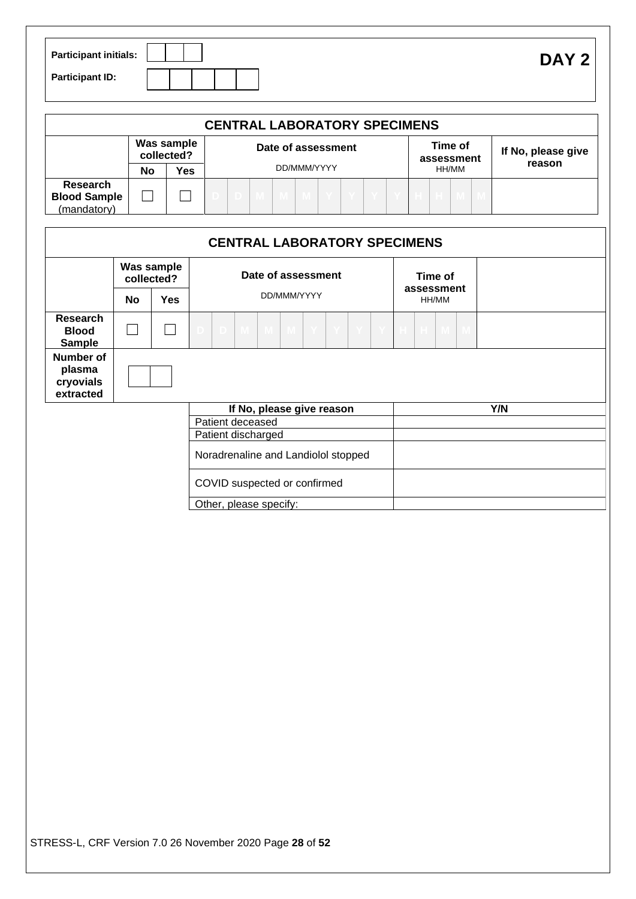Participant initials: | | | |

Participant ID: | | | | | | |

**DAY 2**

## CENTRAL LABORATORY SPECIMENS

| | Was sample collected? | | Date of assessment | Time of assessment | If No, please give reason |
|---|---|---|---|---|---|
| | **No** | **Yes** | DD/MMM/YYYY | HH/MM | |
| **Research Blood Sample** (mandatory) | ☐ | ☐ | D D M M M Y Y Y Y | H H M M | |

## CENTRAL LABORATORY SPECIMENS

| | Was sample collected? | | Date of assessment | Time of assessment | |
|---|---|---|---|---|---|
| | **No** | **Yes** | DD/MMM/YYYY | HH/MM | |
| **Research Blood Sample** | ☐ | ☐ | D D M M M Y Y Y Y | H H M M | |
| **Number of plasma cryovials extracted** | | | | | |

| If No, please give reason | Y/N |
|---|---|
| Patient deceased | |
| Patient discharged | |
| Noradrenaline and Landiolol stopped | |
| COVID suspected or confirmed | |
| Other, please specify: | |

STRESS-L, CRF Version 7.0 26 November 2020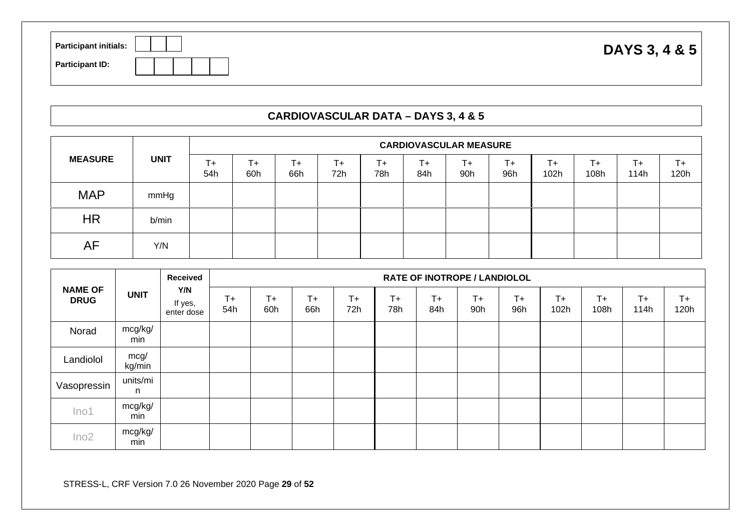Participant initials: | | | |

Participant ID: | | | | | |

## DAYS 3, 4 & 5

## CARDIOVASCULAR DATA – DAYS 3, 4 & 5

| MEASURE | UNIT | CARDIOVASCULAR MEASURE | | | | | | | | | | | |
|---|---|---|---|---|---|---|---|---|---|---|---|---|---|
| | | T+ 54h | T+ 60h | T+ 66h | T+ 72h | T+ 78h | T+ 84h | T+ 90h | T+ 96h | T+ 102h | T+ 108h | T+ 114h | T+ 120h |
| MAP | mmHg | | | | | | | | | | | | |
| HR | b/min | | | | | | | | | | | | |
| AF | Y/N | | | | | | | | | | | | |

| NAME OF DRUG | UNIT | Received Y/N If yes, enter dose | RATE OF INOTROPE / LANDIOLOL | | | | | | | | | | | |
|---|---|---|---|---|---|---|---|---|---|---|---|---|---|---|
| | | | T+ 54h | T+ 60h | T+ 66h | T+ 72h | T+ 78h | T+ 84h | T+ 90h | T+ 96h | T+ 102h | T+ 108h | T+ 114h | T+ 120h |
| Norad | mcg/kg/min | | | | | | | | | | | | | |
| Landiolol | mcg/kg/min | | | | | | | | | | | | | |
| Vasopressin | units/min | | | | | | | | | | | | | |
| Ino1 | mcg/kg/min | | | | | | | | | | | | | |
| Ino2 | mcg/kg/min | | | | | | | | | | | | | |

STRESS-L, CRF Version 7.0 26 November 2020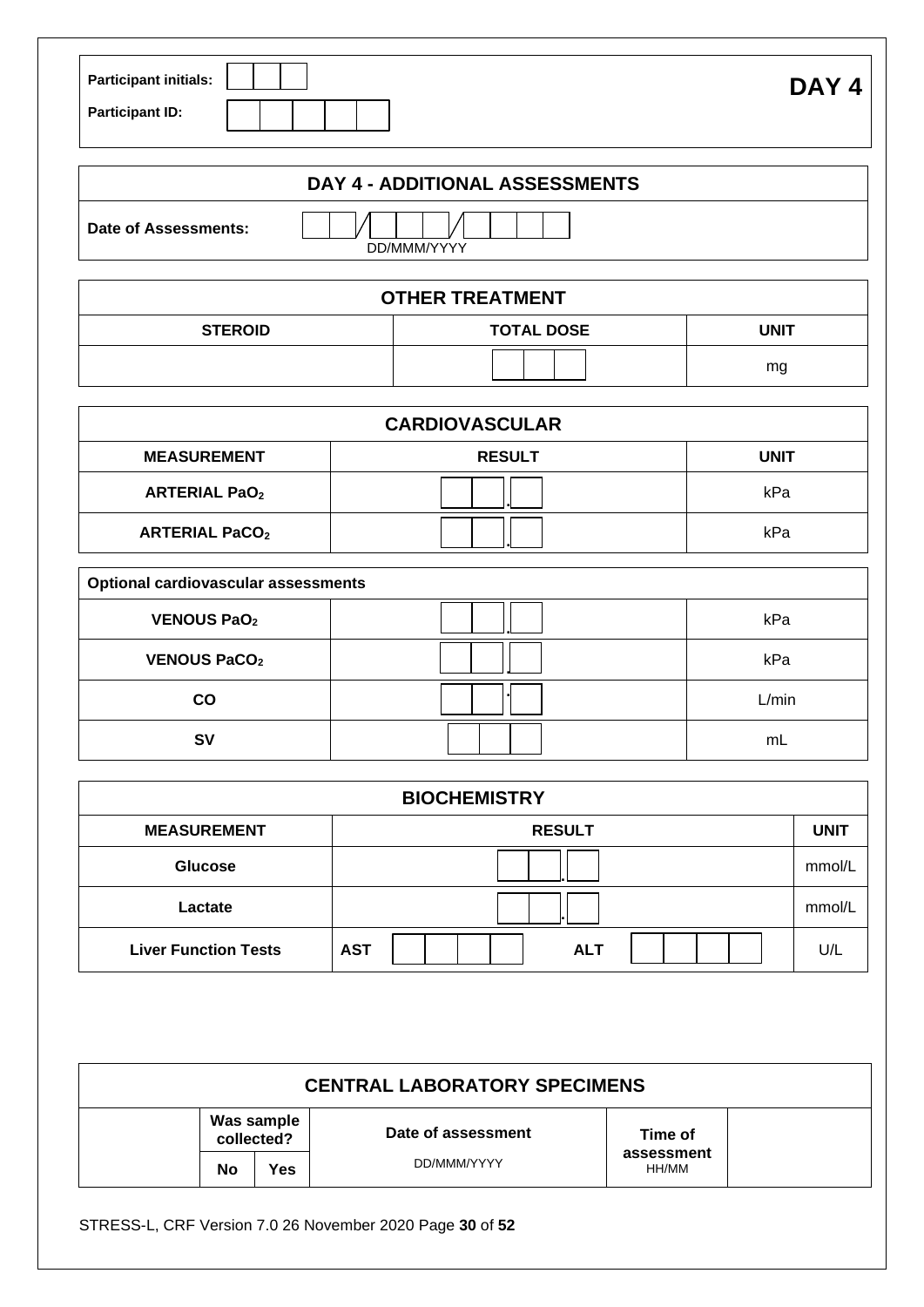Participant initials: | | |

Participant ID: | | | | | |

**DAY 4**

| DAY 4 - ADDITIONAL ASSESSMENTS | |
|---|---|
| Date of Assessments: | __ __ / __ __ __ / __ __ __ __ (DD/MMM/YYYY) |

| OTHER TREATMENT | | |
|---|---|---|
| **STEROID** | **TOTAL DOSE** | **UNIT** |
| | | mg |

| CARDIOVASCULAR | | |
|---|---|---|
| **MEASUREMENT** | **RESULT** | **UNIT** |
| **ARTERIAL $PaO_2$** | __ __ . __ | kPa |
| **ARTERIAL $PaCO_2$** | __ __ . __ | kPa |

| Optional cardiovascular assessments | | |
|---|---|---|
| **VENOUS $PaO_2$** | __ __ . __ | kPa |
| **VENOUS $PaCO_2$** | __ __ . __ | kPa |
| **CO** | __ __ . __ | L/min |
| **SV** | __ __ __ | mL |

| BIOCHEMISTRY | | |
|---|---|---|
| **MEASUREMENT** | **RESULT** | **UNIT** |
| **Glucose** | __ __ . __ | mmol/L |
| **Lactate** | __ __ . __ | mmol/L |
| **Liver Function Tests** | **AST** __ __ __ __ **ALT** __ __ __ __ | U/L |

| CENTRAL LABORATORY SPECIMENS | | | | | |
|---|---|---|---|---|---|
| | Was sample collected? | | Date of assessment | Time of assessment | |
| | No | Yes | DD/MMM/YYYY | HH/MM | |

STRESS-L, CRF Version 7.0 26 November 2020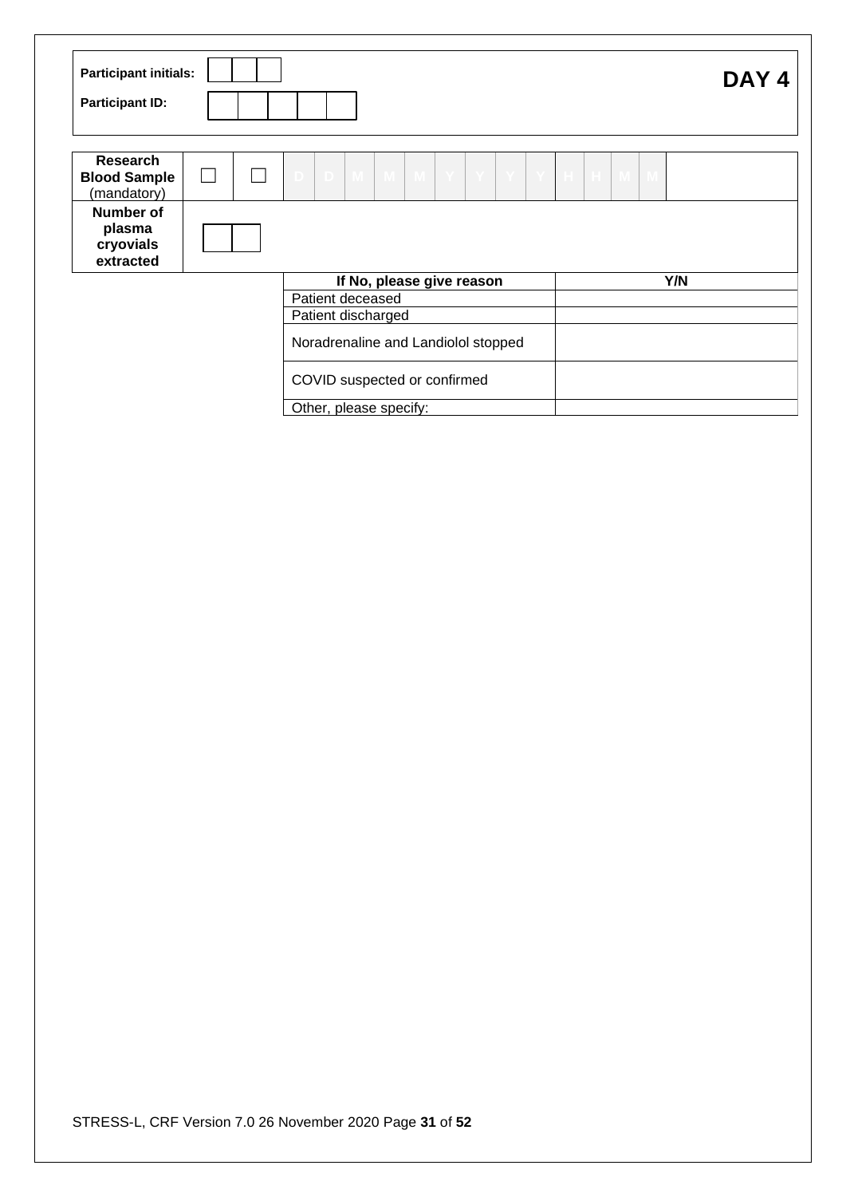**Participant initials:** | | | |

**Participant ID:** | | | | | |

# DAY 4

| **Research Blood Sample** (mandatory) | ☐ | ☐ | D D M M M Y Y Y Y H H M M |
|---|---|---|---|
| **Number of plasma cryovials extracted** | \| \| \| | | |

| If No, please give reason | Y/N |
|---|---|
| Patient deceased | |
| Patient discharged | |
| Noradrenaline and Landiolol stopped | |
| COVID suspected or confirmed | |
| Other, please specify: | |

STRESS-L, CRF Version 7.0 26 November 2020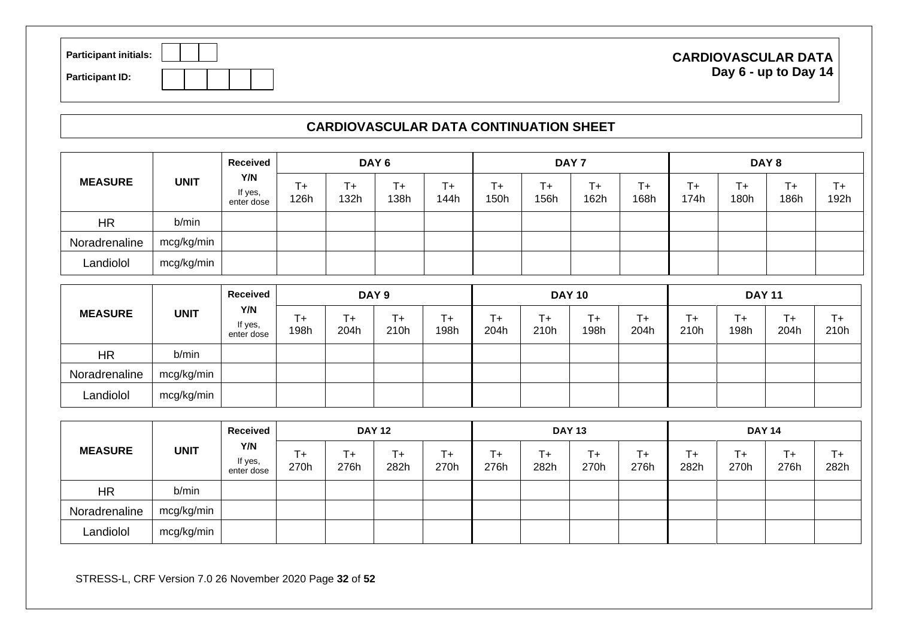Participant initials: | | | |

Participant ID: | | | | | |

**CARDIOVASCULAR DATA**
**Day 6 - up to Day 14**

## CARDIOVASCULAR DATA CONTINUATION SHEET

| MEASURE | UNIT | Received Y/N If yes, enter dose | DAY 6 | | | | DAY 7 | | | | DAY 8 | | | |
|---|---|---|---|---|---|---|---|---|---|---|---|---|---|---|
| | | | T+ 126h | T+ 132h | T+ 138h | T+ 144h | T+ 150h | T+ 156h | T+ 162h | T+ 168h | T+ 174h | T+ 180h | T+ 186h | T+ 192h |
| HR | b/min | | | | | | | | | | | | | |
| Noradrenaline | mcg/kg/min | | | | | | | | | | | | | |
| Landiolol | mcg/kg/min | | | | | | | | | | | | | |

| MEASURE | UNIT | Received Y/N If yes, enter dose | DAY 9 | | | | DAY 10 | | | | DAY 11 | | | |
|---|---|---|---|---|---|---|---|---|---|---|---|---|---|---|
| | | | T+ 198h | T+ 204h | T+ 210h | T+ 198h | T+ 204h | T+ 210h | T+ 198h | T+ 204h | T+ 210h | T+ 198h | T+ 204h | T+ 210h |
| HR | b/min | | | | | | | | | | | | | |
| Noradrenaline | mcg/kg/min | | | | | | | | | | | | | |
| Landiolol | mcg/kg/min | | | | | | | | | | | | | |

| MEASURE | UNIT | Received Y/N If yes, enter dose | DAY 12 | | | | DAY 13 | | | | DAY 14 | | | |
|---|---|---|---|---|---|---|---|---|---|---|---|---|---|---|
| | | | T+ 270h | T+ 276h | T+ 282h | T+ 270h | T+ 276h | T+ 282h | T+ 270h | T+ 276h | T+ 282h | T+ 270h | T+ 276h | T+ 282h |
| HR | b/min | | | | | | | | | | | | | |
| Noradrenaline | mcg/kg/min | | | | | | | | | | | | | |
| Landiolol | mcg/kg/min | | | | | | | | | | | | | |

STRESS-L, CRF Version 7.0 26 November 2020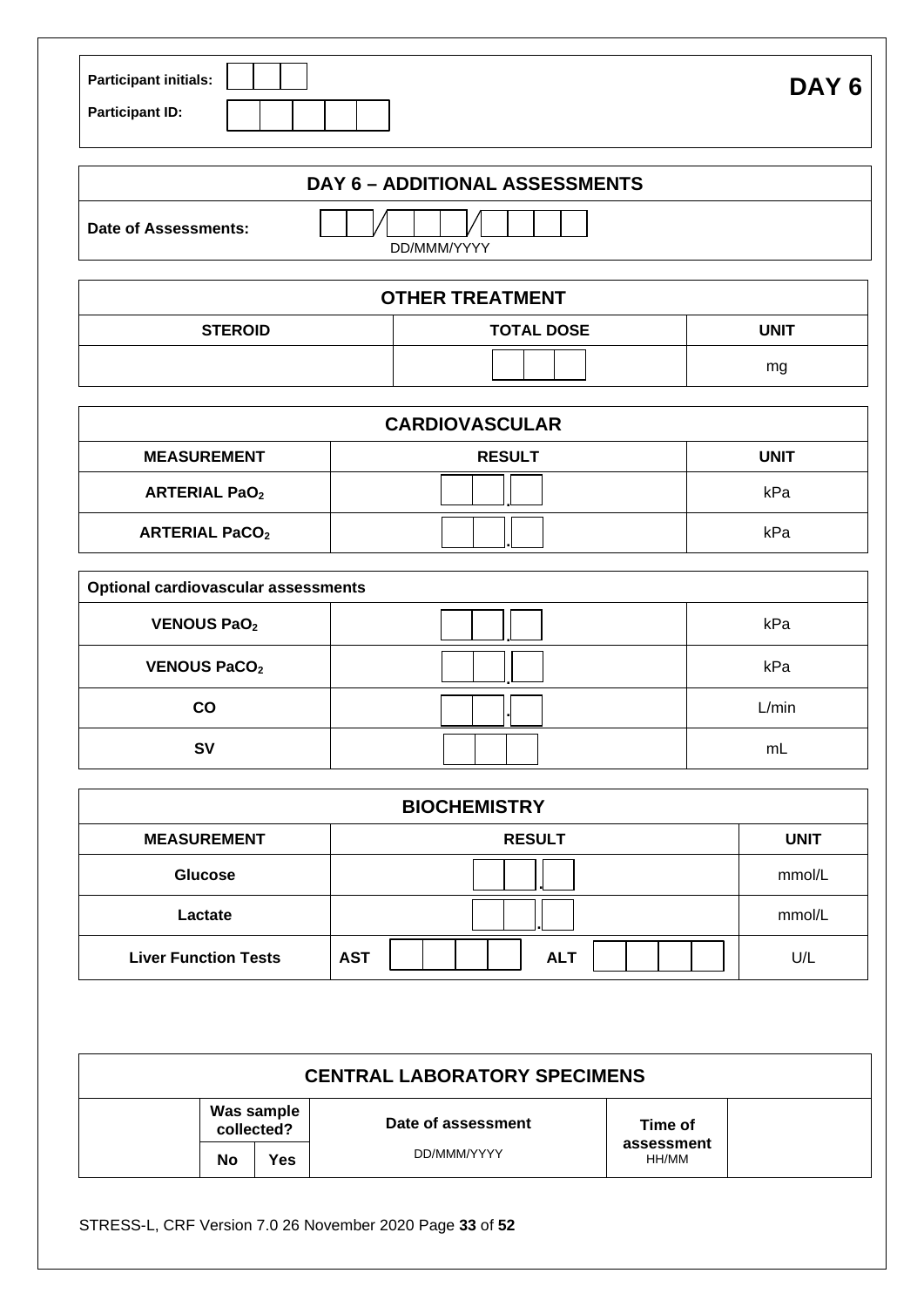Participant initials: | | | |

Participant ID: | | | | | |

# DAY 6

## DAY 6 – ADDITIONAL ASSESSMENTS

Date of Assessments: __ __ / __ __ __ / __ __ __ __
DD/MMM/YYYY

| OTHER TREATMENT | | |
|---|---|---|
| **STEROID** | **TOTAL DOSE** | **UNIT** |
| | | mg |

| CARDIOVASCULAR | | |
|---|---|---|
| **MEASUREMENT** | **RESULT** | **UNIT** |
| **ARTERIAL $PaO_2$** | . | kPa |
| **ARTERIAL $PaCO_2$** | . | kPa |

| Optional cardiovascular assessments | | |
|---|---|---|
| **VENOUS $PaO_2$** | . | kPa |
| **VENOUS $PaCO_2$** | . | kPa |
| **CO** | . | L/min |
| **SV** | | mL |

| BIOCHEMISTRY | | |
|---|---|---|
| **MEASUREMENT** | **RESULT** | **UNIT** |
| **Glucose** | . | mmol/L |
| **Lactate** | . | mmol/L |
| **Liver Function Tests** | **AST** ______ **ALT** ______ | U/L |

| CENTRAL LABORATORY SPECIMENS | | | | | |
|---|---|---|---|---|---|
| | **Was sample collected?** | | **Date of assessment** | **Time of assessment** | |
| | **No** | **Yes** | DD/MMM/YYYY | HH/MM | |

STRESS-L, CRF Version 7.0 26 November 2020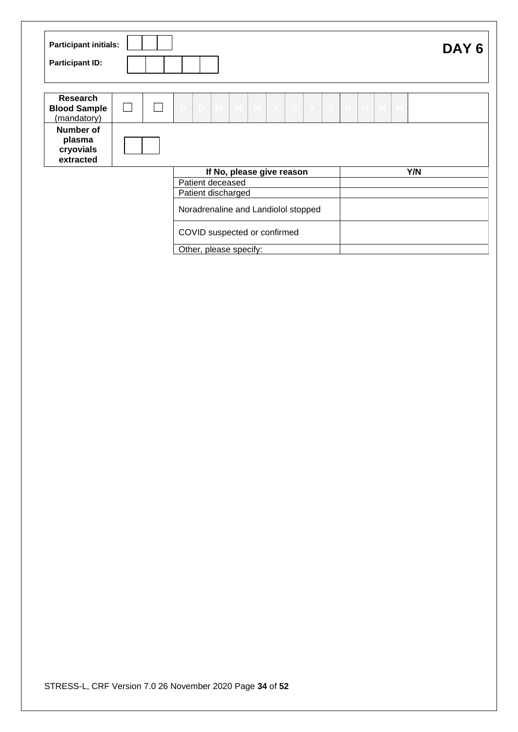| Participant initials: | ☐☐☐ |
|---|---|
| Participant ID: | ☐☐☐☐☐ |

**DAY 6**

| **Research Blood Sample** (mandatory) | ☐ | ☐ | D D M M M Y Y Y Y H H M M |
|---|---|---|---|
| **Number of plasma cryovials extracted** | ☐☐ | | |

| If No, please give reason | Y/N |
|---|---|
| Patient deceased | |
| Patient discharged | |
| Noradrenaline and Landiolol stopped | |
| COVID suspected or confirmed | |
| Other, please specify: | |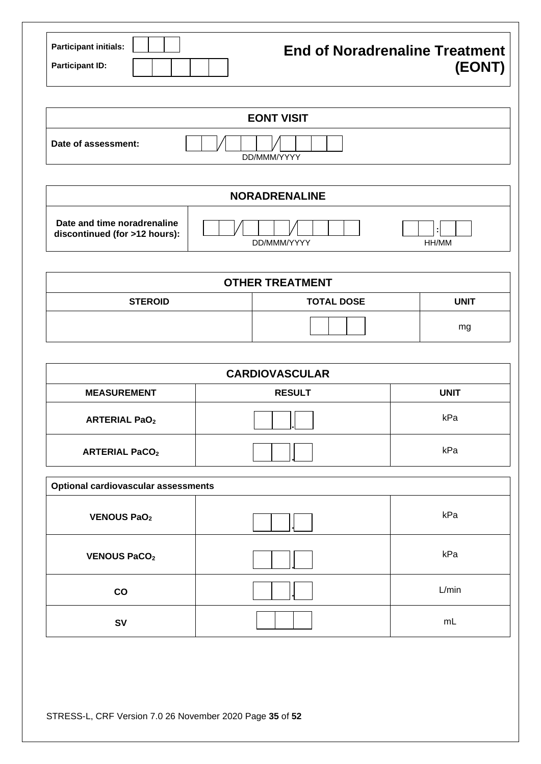| Participant initials: | | | |
|---|---|---|---|
| **Participant ID:** | | | |

# End of Noradrenaline Treatment (EONT)

| EONT VISIT | |
|---|---|
| **Date of assessment:** | \_\_/\_\_\_/\_\_\_\_ DD/MMM/YYYY |

| NORADRENALINE | | |
|---|---|---|
| **Date and time noradrenaline discontinued (for >12 hours):** | \_\_/\_\_\_/\_\_\_\_ DD/MMM/YYYY | \_\_:\_\_ HH/MM |

| OTHER TREATMENT | | |
|---|---|---|
| **STEROID** | **TOTAL DOSE** | **UNIT** |
| | \_\_\_ | mg |

| CARDIOVASCULAR | | |
|---|---|---|
| **MEASUREMENT** | **RESULT** | **UNIT** |
| **ARTERIAL $PaO_2$** | \_\_.\_ | kPa |
| **ARTERIAL $PaCO_2$** | \_\_.\_ | kPa |

| Optional cardiovascular assessments | | |
|---|---|---|
| **VENOUS $PaO_2$** | \_\_.\_ | kPa |
| **VENOUS $PaCO_2$** | \_\_.\_ | kPa |
| **CO** | \_\_.\_ | L/min |
| **SV** | \_\_\_ | mL |

STRESS-L, CRF Version 7.0 26 November 2020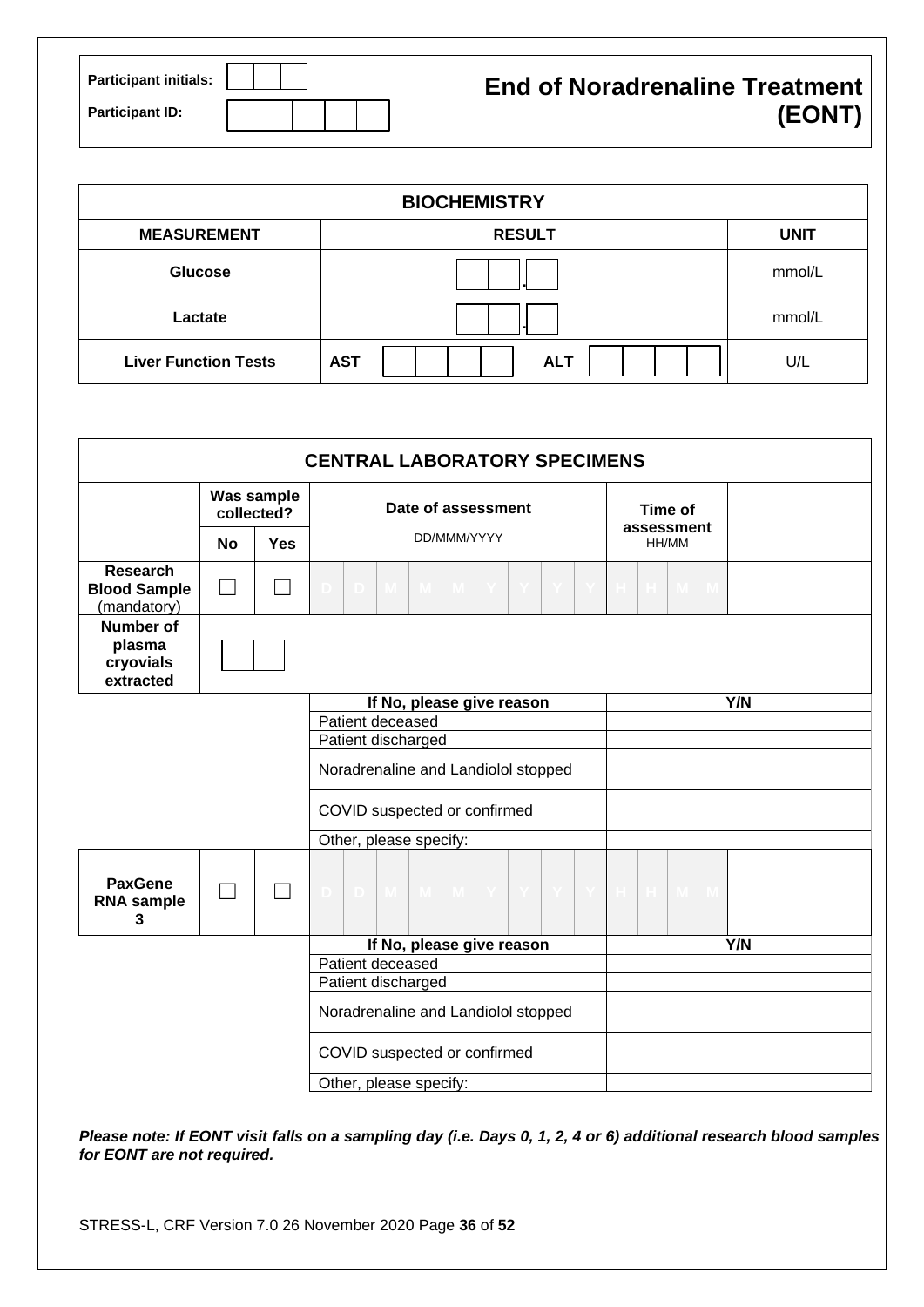| Participant initials: | | | |
|---|---|---|---|
| **Participant ID:** | | | |

# End of Noradrenaline Treatment (EONT)

| BIOCHEMISTRY | | | | |
|---|---|---|---|---|
| **MEASUREMENT** | **RESULT** | | | **UNIT** |
| **Glucose** | __ __ . __ | | | mmol/L |
| **Lactate** | __ __ . __ | | | mmol/L |
| **Liver Function Tests** | **AST** __ __ __ __ | | **ALT** __ __ __ __ | U/L |

| CENTRAL LABORATORY SPECIMENS | | | | | |
|---|---|---|---|---|---|
| | **Was sample collected?** | | **Date of assessment** DD/MMM/YYYY | **Time of assessment** HH/MM | |
| | **No** | **Yes** | | | |
| **Research Blood Sample** (mandatory) | ☐ | ☐ | D D M M M Y Y Y Y | H H M M | |
| **Number of plasma cryovials extracted** | __ __ | | | | |

| If No, please give reason | Y/N |
|---|---|
| Patient deceased | |
| Patient discharged | |
| Noradrenaline and Landiolol stopped | |
| COVID suspected or confirmed | |
| Other, please specify: | |

| | **No** | **Yes** | **Date of assessment** DD/MMM/YYYY | **Time of assessment** HH/MM | |
|---|---|---|---|---|---|
| **PaxGene RNA sample 3** | ☐ | ☐ | D D M M M Y Y Y Y | H H M M | |

| If No, please give reason | Y/N |
|---|---|
| Patient deceased | |
| Patient discharged | |
| Noradrenaline and Landiolol stopped | |
| COVID suspected or confirmed | |
| Other, please specify: | |

***Please note: If EONT visit falls on a sampling day (i.e. Days 0, 1, 2, 4 or 6) additional research blood samples for EONT are not required.***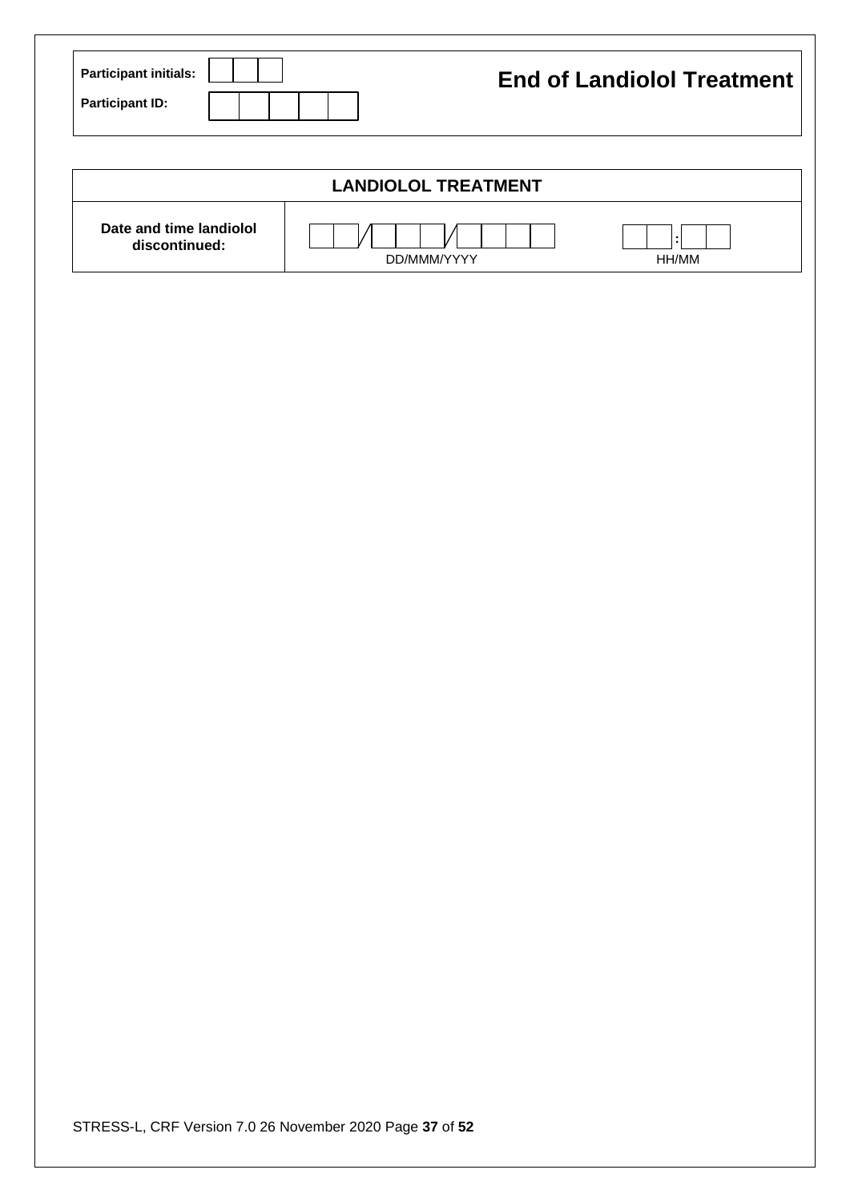| Participant initials: | | | |
|---|---|---|---|
| Participant ID: | | | |

# End of Landiolol Treatment

| LANDIOLOL TREATMENT | |
|---|---|
| Date and time landiolol discontinued: | __ __ / __ __ __ / __ __ __ __ DD/MMM/YYYY &nbsp;&nbsp;&nbsp; __ __ : __ __ HH/MM |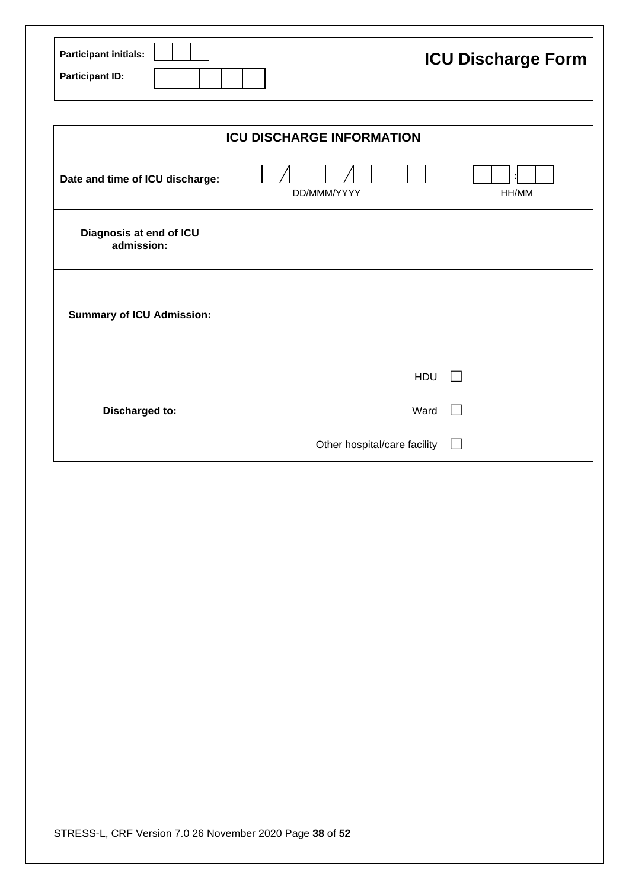Participant initials: |  |  |  |

Participant ID: |  |  |  |  |  |

# ICU Discharge Form

| ICU DISCHARGE INFORMATION | |
|---|---|
| **Date and time of ICU discharge:** | __ __ / __ __ __ / __ __ __ __ DD/MMM/YYYY &nbsp;&nbsp;&nbsp; __ __ : __ __ HH/MM |
| **Diagnosis at end of ICU admission:** | |
| **Summary of ICU Admission:** | |
| **Discharged to:** | HDU ☐<br>Ward ☐<br>Other hospital/care facility ☐ |

STRESS-L, CRF Version 7.0 26 November 2020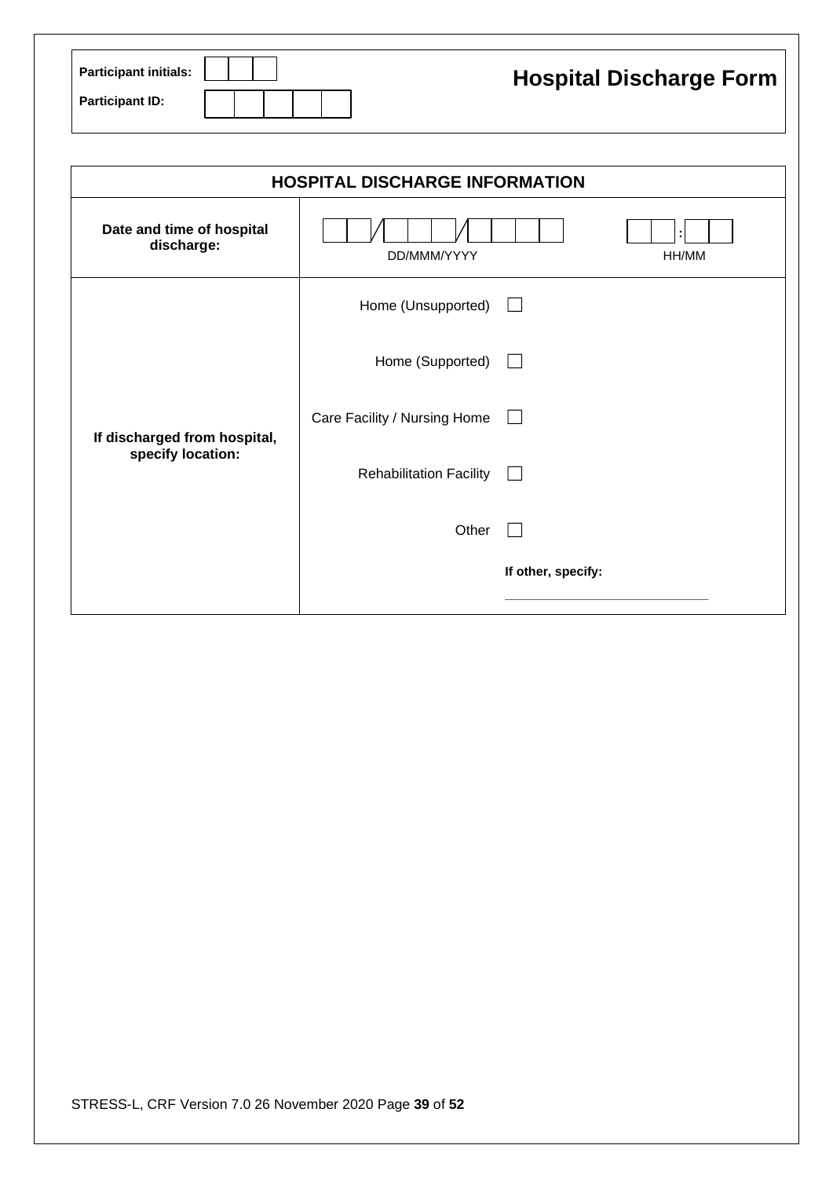| Participant initials: | ☐☐☐ |
|---|---|
| Participant ID: | ☐☐☐☐☐ |

# Hospital Discharge Form

| HOSPITAL DISCHARGE INFORMATION | |
|---|---|
| **Date and time of hospital discharge:** | ☐☐/☐☐☐/☐☐☐☐ DD/MMM/YYYY   ☐☐:☐☐ HH/MM |
| **If discharged from hospital, specify location:** | Home (Unsupported) ☐<br>Home (Supported) ☐<br>Care Facility / Nursing Home ☐<br>Rehabilitation Facility ☐<br>Other ☐<br>**If other, specify:** ____________________________ |

STRESS-L, CRF Version 7.0 26 November 2020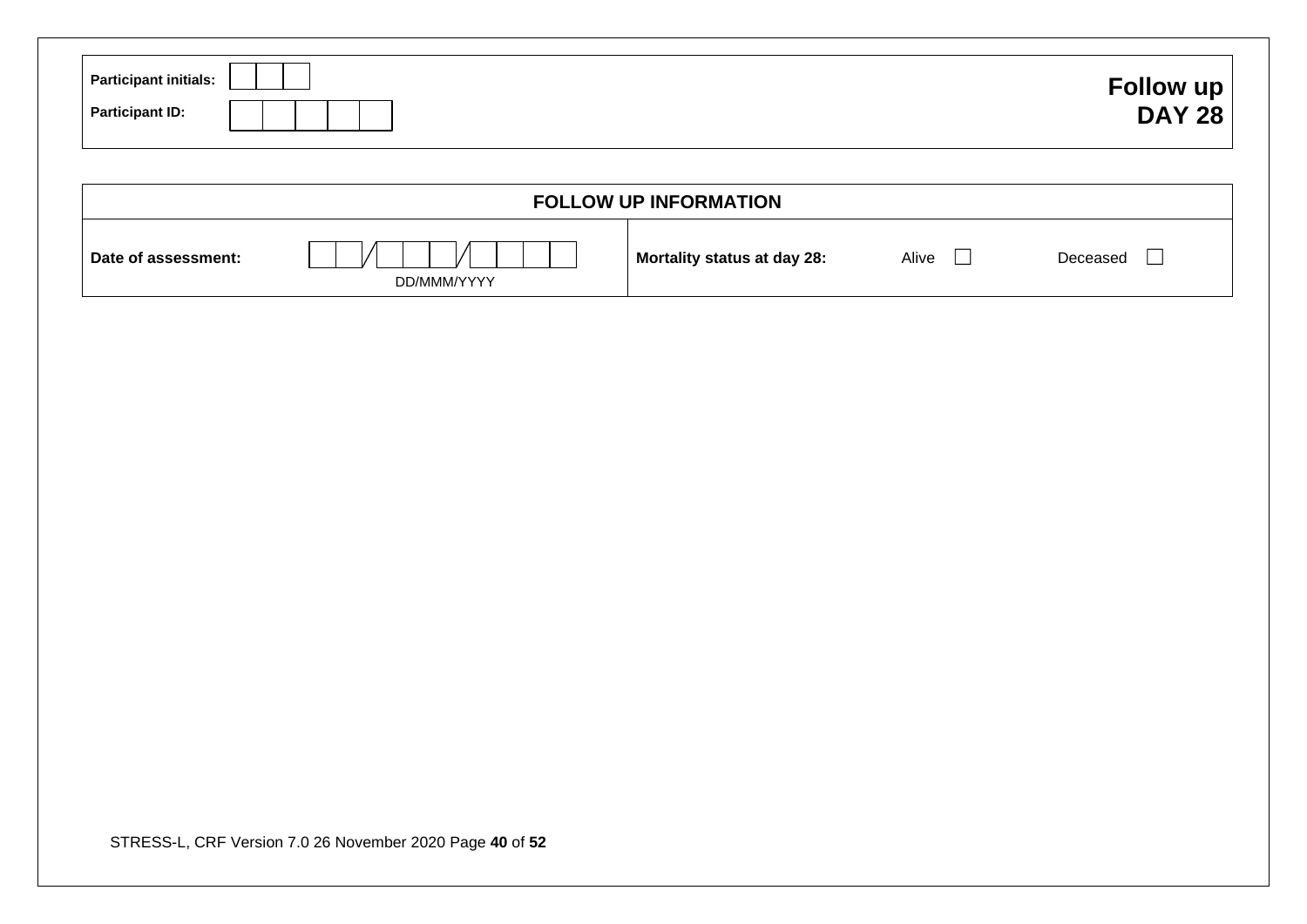| Participant initials: | ☐☐☐ |
|---|---|
| Participant ID: | ☐☐☐☐☐ |

**Follow up**
**DAY 28**

| FOLLOW UP INFORMATION | | | | |
|---|---|---|---|---|
| **Date of assessment:** | ☐☐/☐☐☐/☐☐☐☐ DD/MMM/YYYY | **Mortality status at day 28:** | Alive ☐ | Deceased ☐ |

STRESS-L, CRF Version 7.0 26 November 2020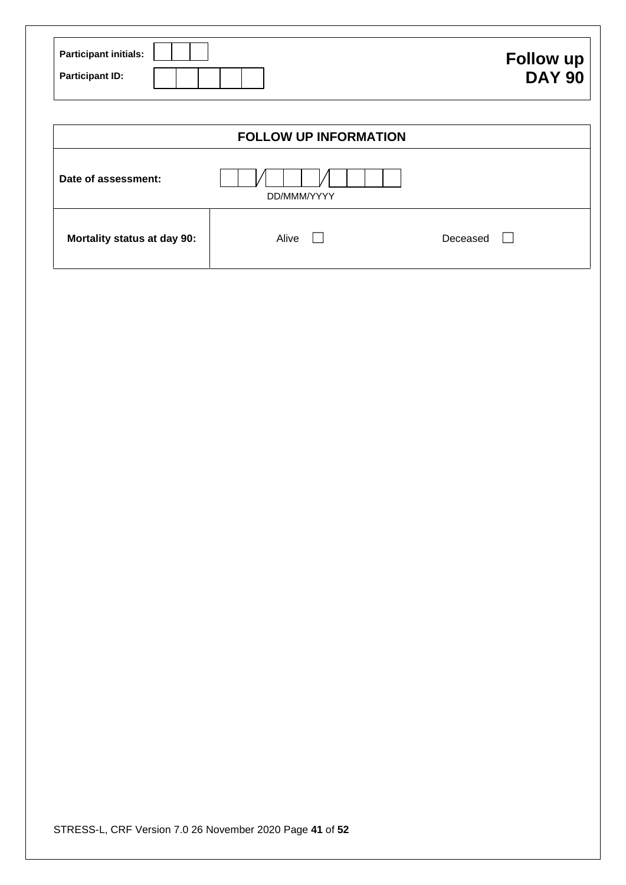| Participant initials: | ☐☐☐ |
|---|---|
| Participant ID: | ☐☐☐☐☐ |

**Follow up DAY 90**

| FOLLOW UP INFORMATION | | |
|---|---|---|
| Date of assessment: | ☐☐/☐☐☐/☐☐☐☐ DD/MMM/YYYY | |
| Mortality status at day 90: | Alive ☐ | Deceased ☐ |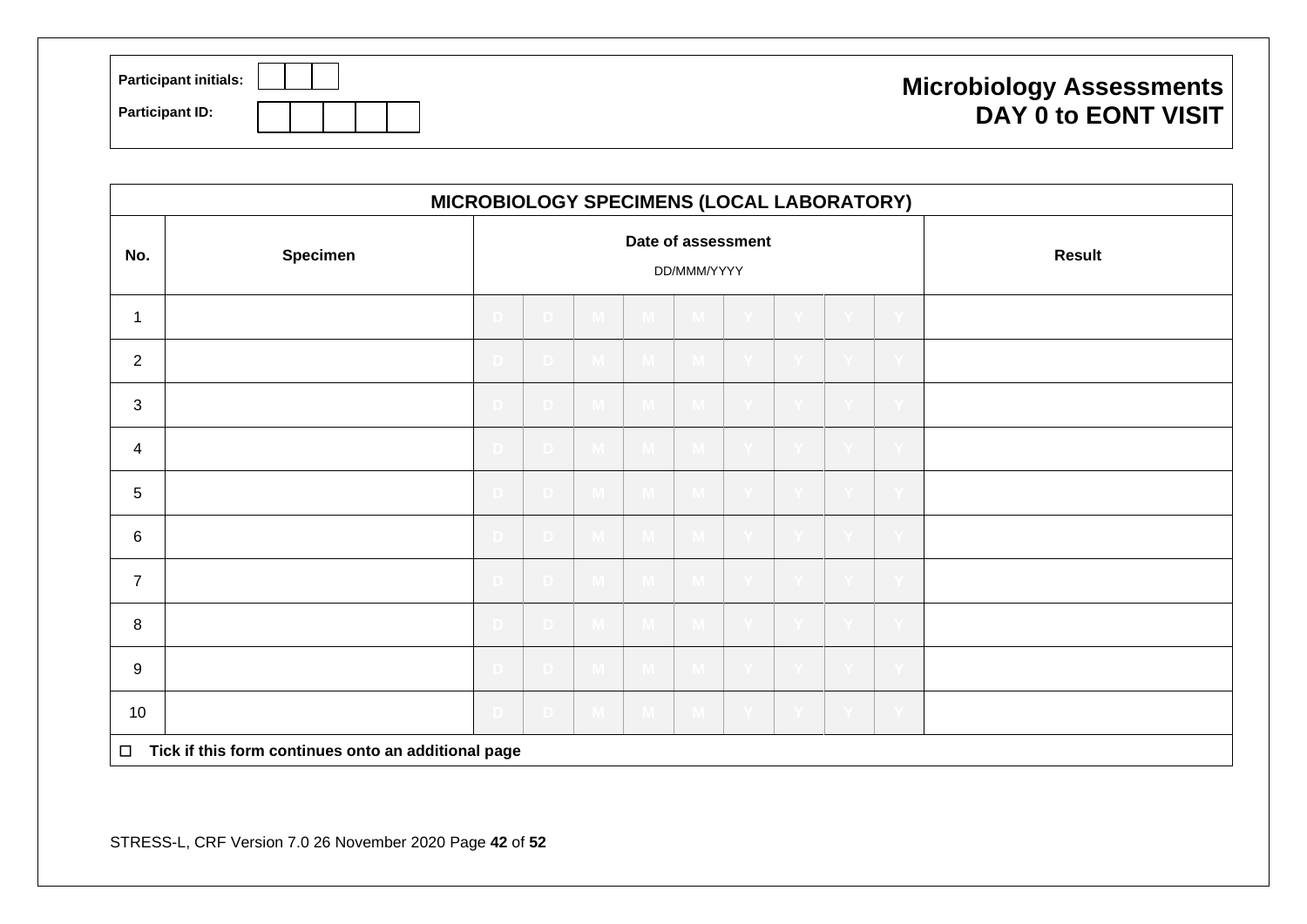Participant initials: | | | |

Participant ID: | | | | | | |

# Microbiology Assessments DAY 0 to EONT VISIT

| MICROBIOLOGY SPECIMENS (LOCAL LABORATORY) | | | |
|---|---|---|---|
| No. | Specimen | Date of assessment DD/MMM/YYYY | Result |
| 1 | | D D M M M Y Y Y Y | |
| 2 | | D D M M M Y Y Y Y | |
| 3 | | D D M M M Y Y Y Y | |
| 4 | | D D M M M Y Y Y Y | |
| 5 | | D D M M M Y Y Y Y | |
| 6 | | D D M M M Y Y Y Y | |
| 7 | | D D M M M Y Y Y Y | |
| 8 | | D D M M M Y Y Y Y | |
| 9 | | D D M M M Y Y Y Y | |
| 10 | | D D M M M Y Y Y Y | |

☐ **Tick if this form continues onto an additional page**

STRESS-L, CRF Version 7.0 26 November 2020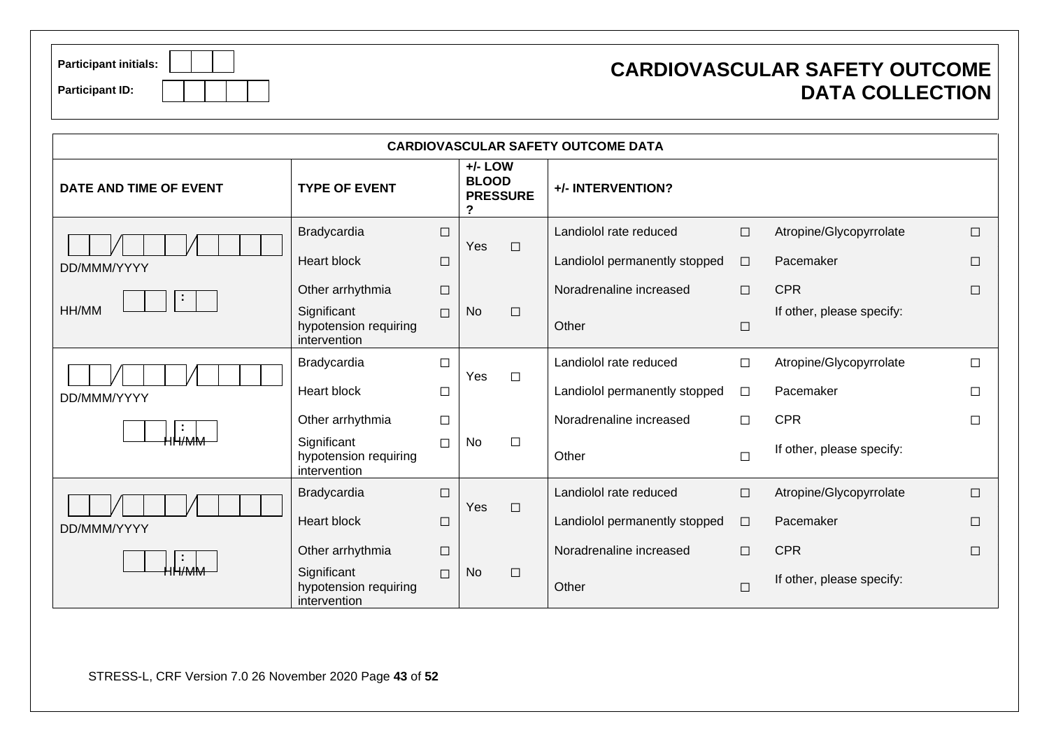Participant initials: | | | |

Participant ID: | | | | | |

# CARDIOVASCULAR SAFETY OUTCOME DATA COLLECTION

| CARDIOVASCULAR SAFETY OUTCOME DATA | | | | | | | | |
|---|---|---|---|---|---|---|---|---|
| **DATE AND TIME OF EVENT** | **TYPE OF EVENT** | | **+/- LOW BLOOD PRESSURE?** | | **+/- INTERVENTION?** | | | |
| ⬜⬜/⬜⬜⬜/⬜⬜⬜⬜ DD/MMM/YYYY | Bradycardia | ☐ | Yes | ☐ | Landiolol rate reduced | ☐ | Atropine/Glycopyrrolate | ☐ |
| | Heart block | ☐ | | | Landiolol permanently stopped | ☐ | Pacemaker | ☐ |
| HH/MM ⬜⬜:⬜⬜ | Other arrhythmia | ☐ | | | Noradrenaline increased | ☐ | CPR | ☐ |
| | Significant hypotension requiring intervention | ☐ | No | ☐ | Other | ☐ | If other, please specify: | |
| ⬜⬜/⬜⬜⬜/⬜⬜⬜⬜ DD/MMM/YYYY | Bradycardia | ☐ | Yes | ☐ | Landiolol rate reduced | ☐ | Atropine/Glycopyrrolate | ☐ |
| | Heart block | ☐ | | | Landiolol permanently stopped | ☐ | Pacemaker | ☐ |
| ⬜⬜:⬜⬜ HH/MM | Other arrhythmia | ☐ | | | Noradrenaline increased | ☐ | CPR | ☐ |
| | Significant hypotension requiring intervention | ☐ | No | ☐ | Other | ☐ | If other, please specify: | |
| ⬜⬜/⬜⬜⬜/⬜⬜⬜⬜ DD/MMM/YYYY | Bradycardia | ☐ | Yes | ☐ | Landiolol rate reduced | ☐ | Atropine/Glycopyrrolate | ☐ |
| | Heart block | ☐ | | | Landiolol permanently stopped | ☐ | Pacemaker | ☐ |
| ⬜⬜:⬜⬜ HH/MM | Other arrhythmia | ☐ | | | Noradrenaline increased | ☐ | CPR | ☐ |
| | Significant hypotension requiring intervention | ☐ | No | ☐ | Other | ☐ | If other, please specify: | |

STRESS-L, CRF Version 7.0 26 November 2020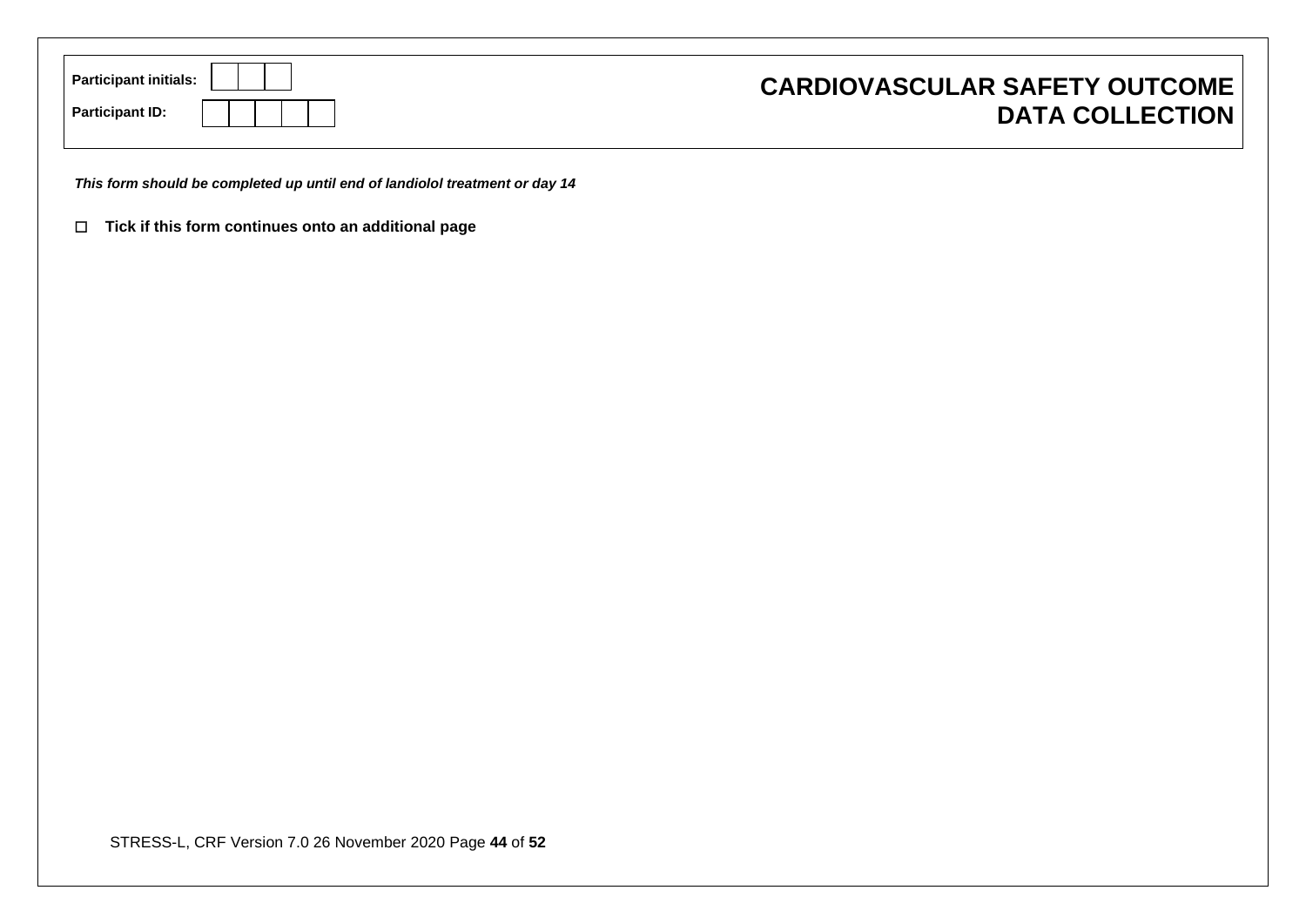| Participant initials: | | | |
|---|---|---|---|
| **Participant ID:** | | | |

# CARDIOVASCULAR SAFETY OUTCOME DATA COLLECTION

***This form should be completed up until end of landiolol treatment or day 14***

☐ **Tick if this form continues onto an additional page**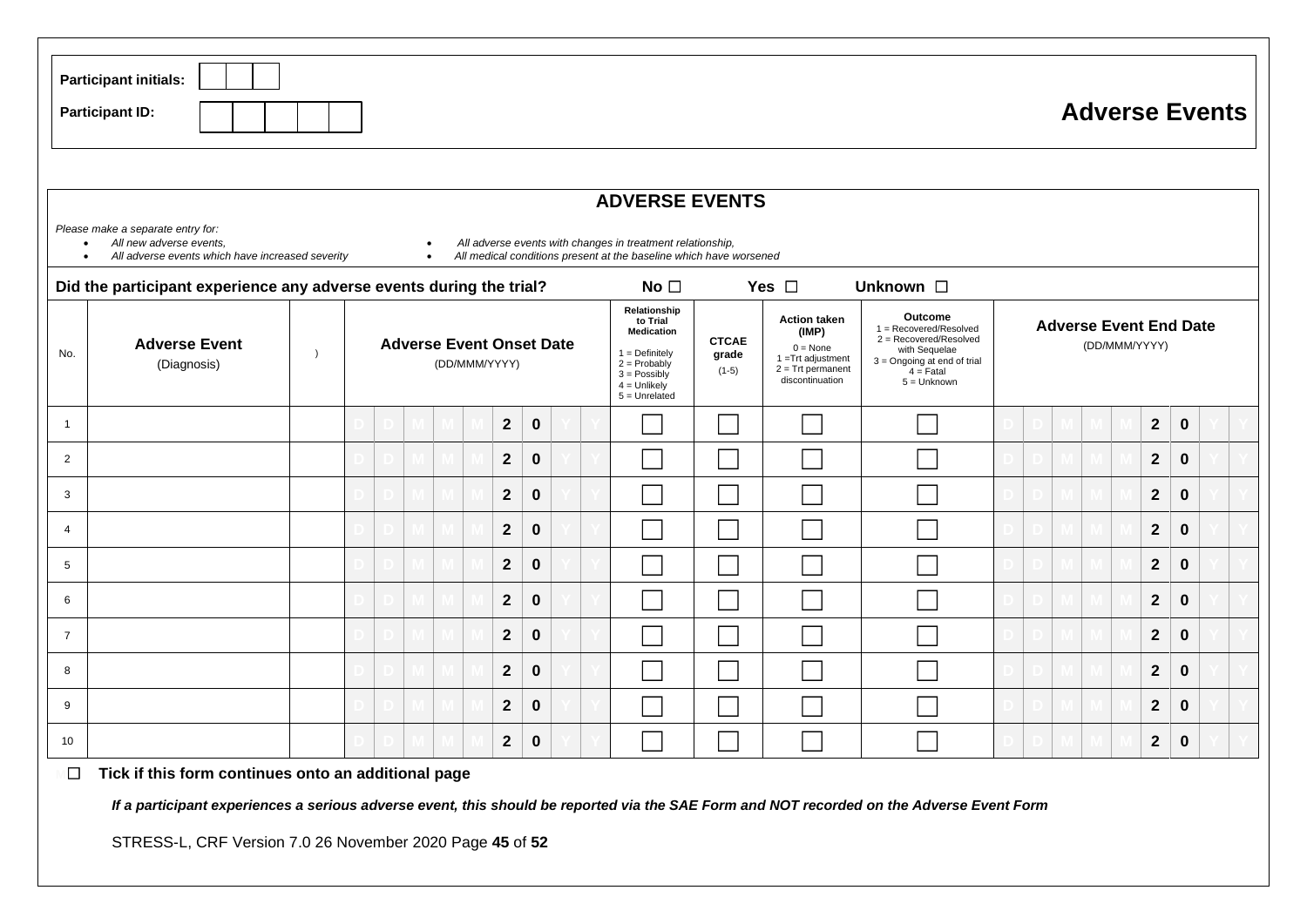**Participant initials:** | | | |

**Participant ID:** | | | | | |

# Adverse Events

## ADVERSE EVENTS

*Please make a separate entry for:*

- *All new adverse events,*
- *All adverse events which have increased severity*
- *All adverse events with changes in treatment relationship,*
- *All medical conditions present at the baseline which have worsened*

**Did the participant experience any adverse events during the trial?** **No** ☐ **Yes** ☐ **Unknown** ☐

| No. | **Adverse Event** (Diagnosis) | ) | **Adverse Event Onset Date** (DD/MMM/YYYY) | **Relationship to Trial Medication** 1 = Definitely 2 = Probably 3 = Possibly 4 = Unlikely 5 = Unrelated | **CTCAE grade** (1-5) | **Action taken (IMP)** 0 = None 1 =Trt adjustment 2 = Trt permanent discontinuation | **Outcome** 1 = Recovered/Resolved 2 = Recovered/Resolved with Sequelae 3 = Ongoing at end of trial 4 = Fatal 5 = Unknown | **Adverse Event End Date** (DD/MMM/YYYY) |
|---|---|---|---|---|---|---|---|---|
| 1 | | | D D M M M 2 0 Y Y | ☐ | ☐ | ☐ | ☐ | D D M M M 2 0 Y Y |
| 2 | | | D D M M M 2 0 Y Y | ☐ | ☐ | ☐ | ☐ | D D M M M 2 0 Y Y |
| 3 | | | D D M M M 2 0 Y Y | ☐ | ☐ | ☐ | ☐ | D D M M M 2 0 Y Y |
| 4 | | | D D M M M 2 0 Y Y | ☐ | ☐ | ☐ | ☐ | D D M M M 2 0 Y Y |
| 5 | | | D D M M M 2 0 Y Y | ☐ | ☐ | ☐ | ☐ | D D M M M 2 0 Y Y |
| 6 | | | D D M M M 2 0 Y Y | ☐ | ☐ | ☐ | ☐ | D D M M M 2 0 Y Y |
| 7 | | | D D M M M 2 0 Y Y | ☐ | ☐ | ☐ | ☐ | D D M M M 2 0 Y Y |
| 8 | | | D D M M M 2 0 Y Y | ☐ | ☐ | ☐ | ☐ | D D M M M 2 0 Y Y |
| 9 | | | D D M M M 2 0 Y Y | ☐ | ☐ | ☐ | ☐ | D D M M M 2 0 Y Y |
| 10 | | | D D M M M 2 0 Y Y | ☐ | ☐ | ☐ | ☐ | D D M M M 2 0 Y Y |

☐ **Tick if this form continues onto an additional page**

***If a participant experiences a serious adverse event, this should be reported via the SAE Form and NOT recorded on the Adverse Event Form***

STRESS-L, CRF Version 7.0 26 November 2020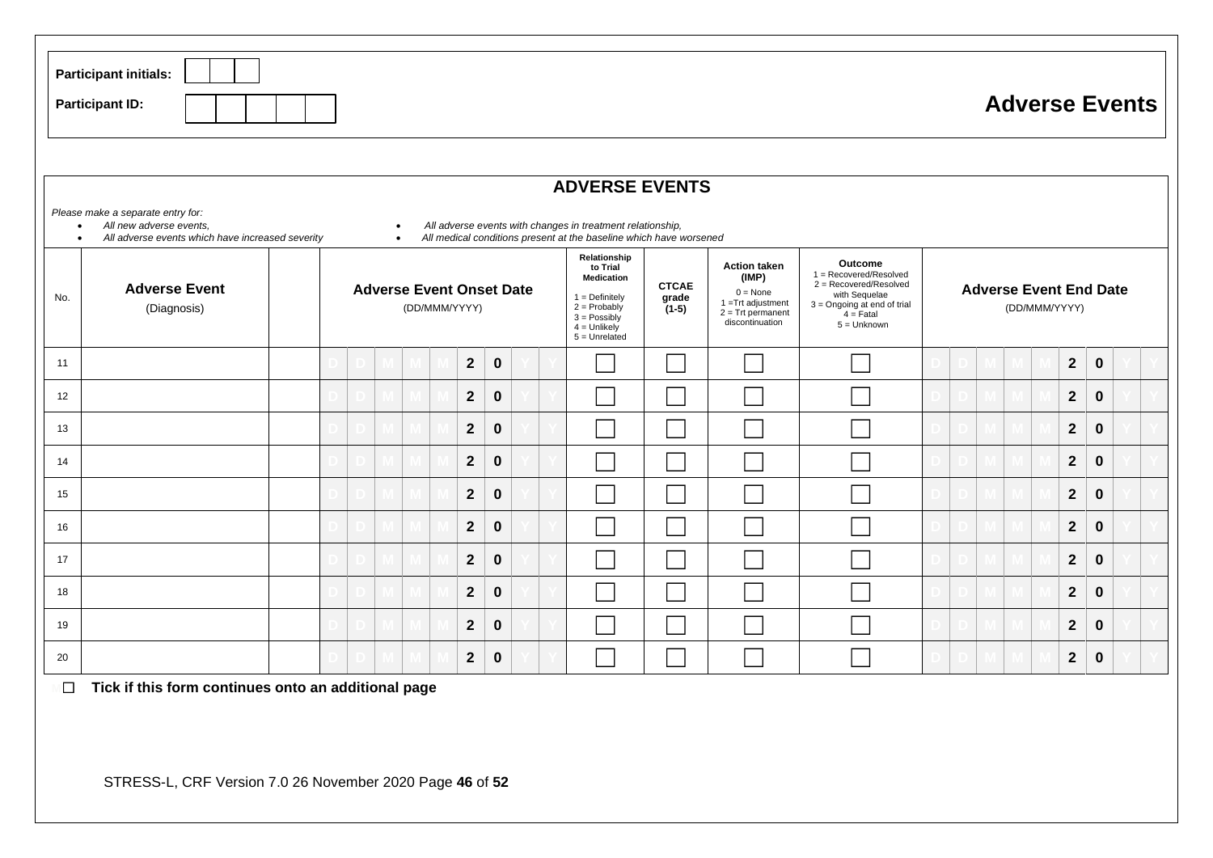Participant initials: | | | |

Participant ID: | | | | | | |

# Adverse Events

## ADVERSE EVENTS

*Please make a separate entry for:*

- *All new adverse events,*
- *All adverse events which have increased severity*
- *All adverse events with changes in treatment relationship,*
- *All medical conditions present at the baseline which have worsened*

| No. | Adverse Event (Diagnosis) | | Adverse Event Onset Date (DD/MMM/YYYY) | Relationship to Trial Medication<br>1 = Definitely<br>2 = Probably<br>3 = Possibly<br>4 = Unlikely<br>5 = Unrelated | CTCAE grade (1-5) | Action taken (IMP)<br>0 = None<br>1 =Trt adjustment<br>2 = Trt permanent discontinuation | Outcome<br>1 = Recovered/Resolved<br>2 = Recovered/Resolved with Sequelae<br>3 = Ongoing at end of trial<br>4 = Fatal<br>5 = Unknown | Adverse Event End Date (DD/MMM/YYYY) |
|---|---|---|---|---|---|---|---|---|
| 11 | | | D D M M M 2 0 Y Y | ☐ | ☐ | ☐ | ☐ | D D M M M 2 0 Y Y |
| 12 | | | D D M M M 2 0 Y Y | ☐ | ☐ | ☐ | ☐ | D D M M M 2 0 Y Y |
| 13 | | | D D M M M 2 0 Y Y | ☐ | ☐ | ☐ | ☐ | D D M M M 2 0 Y Y |
| 14 | | | D D M M M 2 0 Y Y | ☐ | ☐ | ☐ | ☐ | D D M M M 2 0 Y Y |
| 15 | | | D D M M M 2 0 Y Y | ☐ | ☐ | ☐ | ☐ | D D M M M 2 0 Y Y |
| 16 | | | D D M M M 2 0 Y Y | ☐ | ☐ | ☐ | ☐ | D D M M M 2 0 Y Y |
| 17 | | | D D M M M 2 0 Y Y | ☐ | ☐ | ☐ | ☐ | D D M M M 2 0 Y Y |
| 18 | | | D D M M M 2 0 Y Y | ☐ | ☐ | ☐ | ☐ | D D M M M 2 0 Y Y |
| 19 | | | D D M M M 2 0 Y Y | ☐ | ☐ | ☐ | ☐ | D D M M M 2 0 Y Y |
| 20 | | | D D M M M 2 0 Y Y | ☐ | ☐ | ☐ | ☐ | D D M M M 2 0 Y Y |

☐ **Tick if this form continues onto an additional page**

STRESS-L, CRF Version 7.0 26 November 2020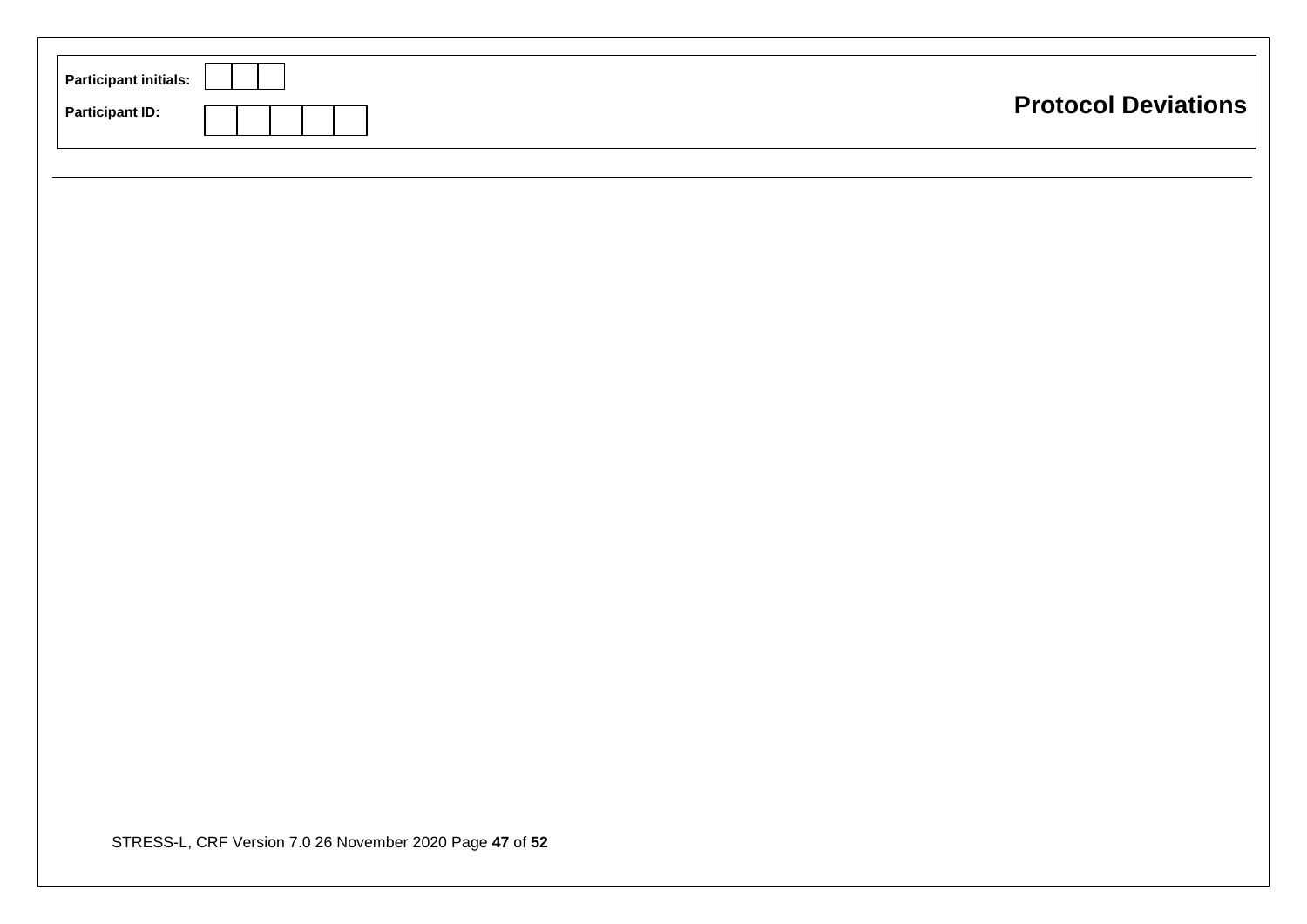| Participant initials: | | | |
|---|---|---|---|

| Participant ID: | | | | | |
|---|---|---|---|---|---|

# Protocol Deviations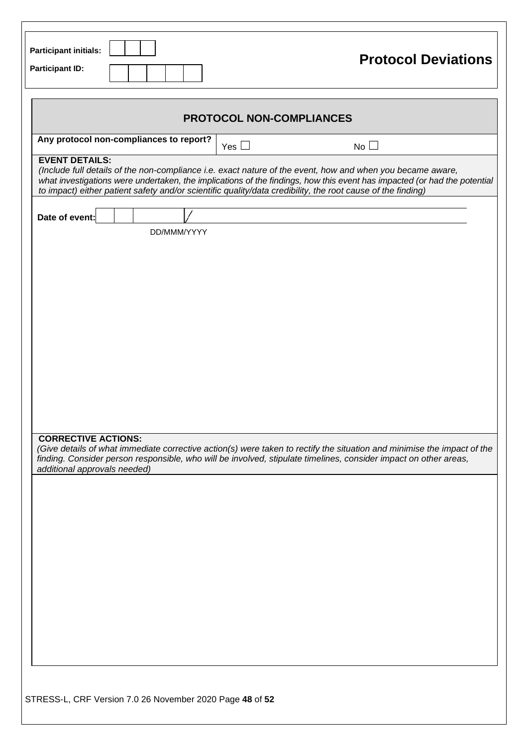**Participant initials:** | | | |

**Participant ID:** | | | | | |

# Protocol Deviations

## PROTOCOL NON-COMPLIANCES

| **Any protocol non-compliances to report?** | Yes ☐ | No ☐ |
|---|---|---|

**EVENT DETAILS:**

*(Include full details of the non-compliance i.e. exact nature of the event, how and when you became aware, what investigations were undertaken, the implications of the findings, how this event has impacted (or had the potential to impact) either patient safety and/or scientific quality/data credibility, the root cause of the finding)*

**Date of event:** | | | / | | | / | | | | |

DD/MMM/YYYY

**CORRECTIVE ACTIONS:**

*(Give details of what immediate corrective action(s) were taken to rectify the situation and minimise the impact of the finding. Consider person responsible, who will be involved, stipulate timelines, consider impact on other areas, additional approvals needed)*

STRESS-L, CRF Version 7.0 26 November 2020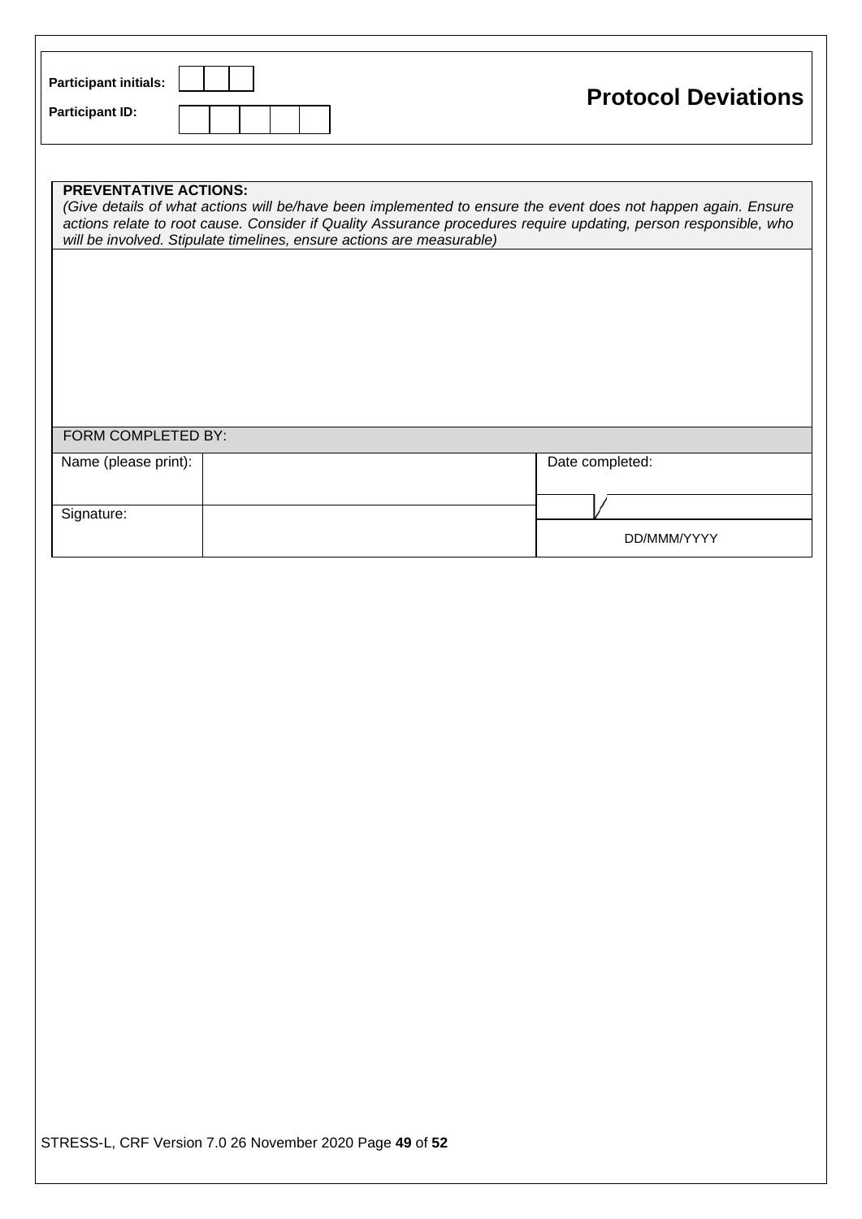| Participant initials: | | | |
|---|---|---|---|
| Participant ID: | | | |

# Protocol Deviations

| **PREVENTATIVE ACTIONS:** *(Give details of what actions will be/have been implemented to ensure the event does not happen again. Ensure actions relate to root cause. Consider if Quality Assurance procedures require updating, person responsible, who will be involved. Stipulate timelines, ensure actions are measurable)* |
|---|
| |

| FORM COMPLETED BY: | | |
|---|---|---|
| Name (please print): | | Date completed: |
| Signature: | | / / |
| | | DD/MMM/YYYY |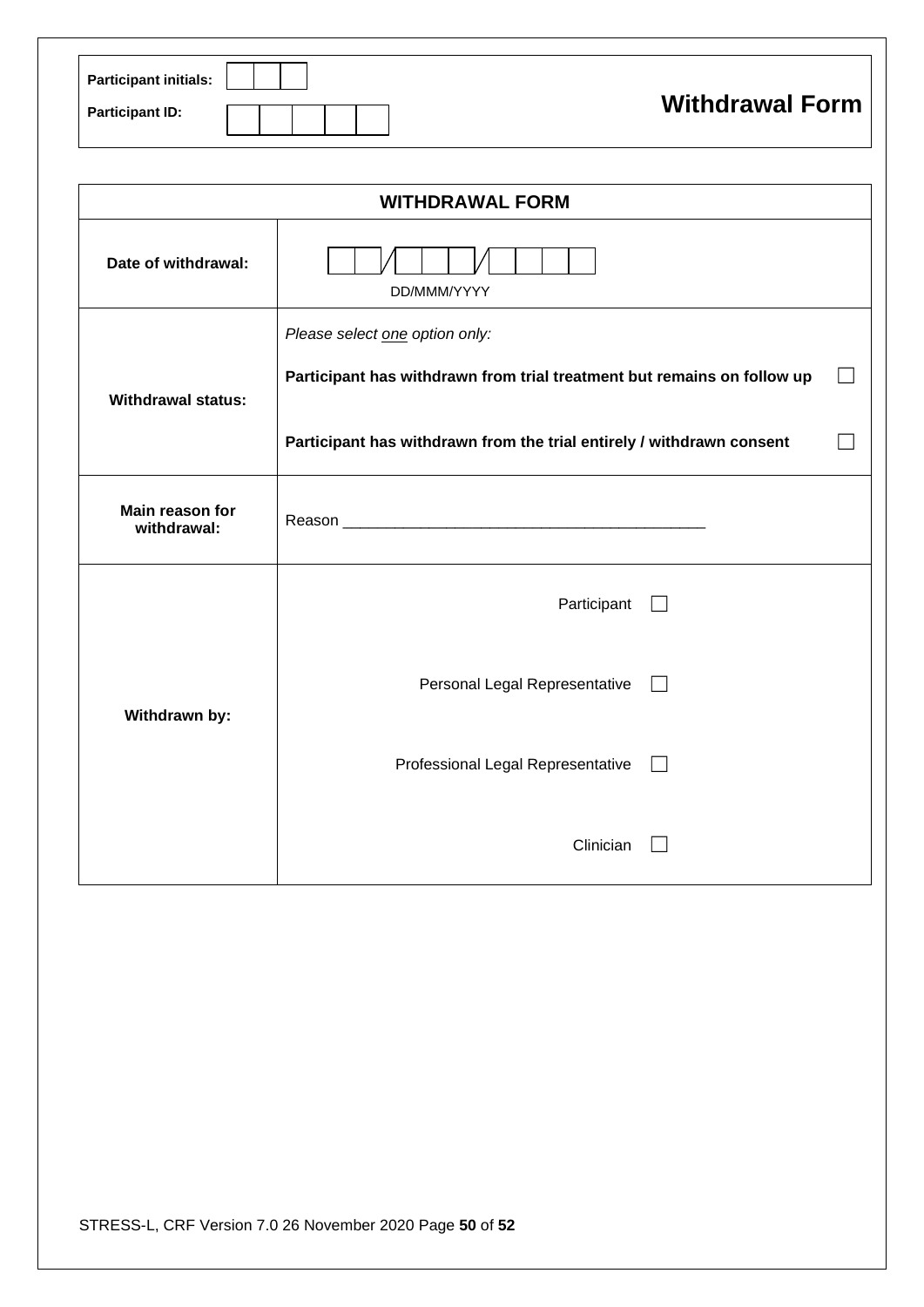| Participant initials: | ☐☐☐ |
| --- | --- |
| Participant ID: | ☐☐☐☐☐ |

# Withdrawal Form

| WITHDRAWAL FORM | |
| --- | --- |
| **Date of withdrawal:** | ☐☐/☐☐☐/☐☐☐☐ DD/MMM/YYYY |
| **Withdrawal status:** | *Please select one option only:*<br>**Participant has withdrawn from trial treatment but remains on follow up** ☐<br>**Participant has withdrawn from the trial entirely / withdrawn consent** ☐ |
| **Main reason for withdrawal:** | Reason ___________________________________________ |
| **Withdrawn by:** | Participant ☐<br>Personal Legal Representative ☐<br>Professional Legal Representative ☐<br>Clinician ☐ |

STRESS-L, CRF Version 7.0 26 November 2020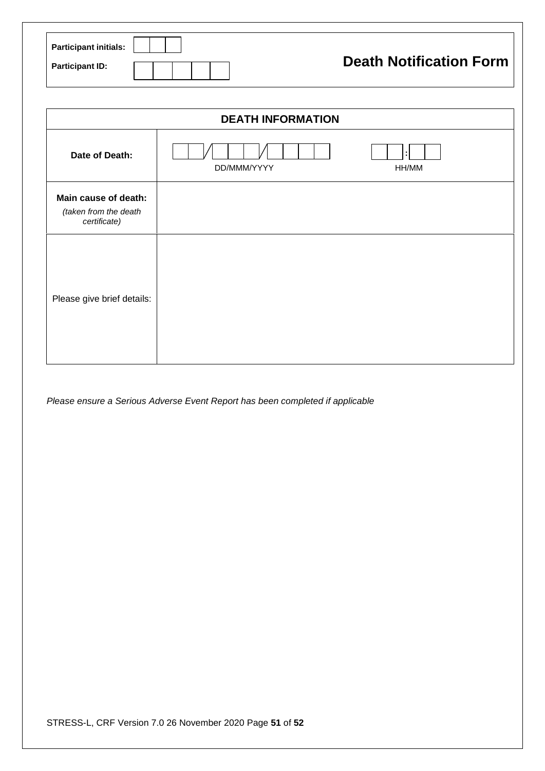| Participant initials: | | | |
|---|---|---|---|
| Participant ID: | | | |

# Death Notification Form

| DEATH INFORMATION | |
|---|---|
| **Date of Death:** | __ __ / __ __ __ / __ __ __ __ DD/MMM/YYYY &nbsp;&nbsp;&nbsp; __ __ : __ __ HH/MM |
| **Main cause of death:** *(taken from the death certificate)* | |
| Please give brief details: | |

*Please ensure a Serious Adverse Event Report has been completed if applicable*

STRESS-L, CRF Version 7.0 26 November 2020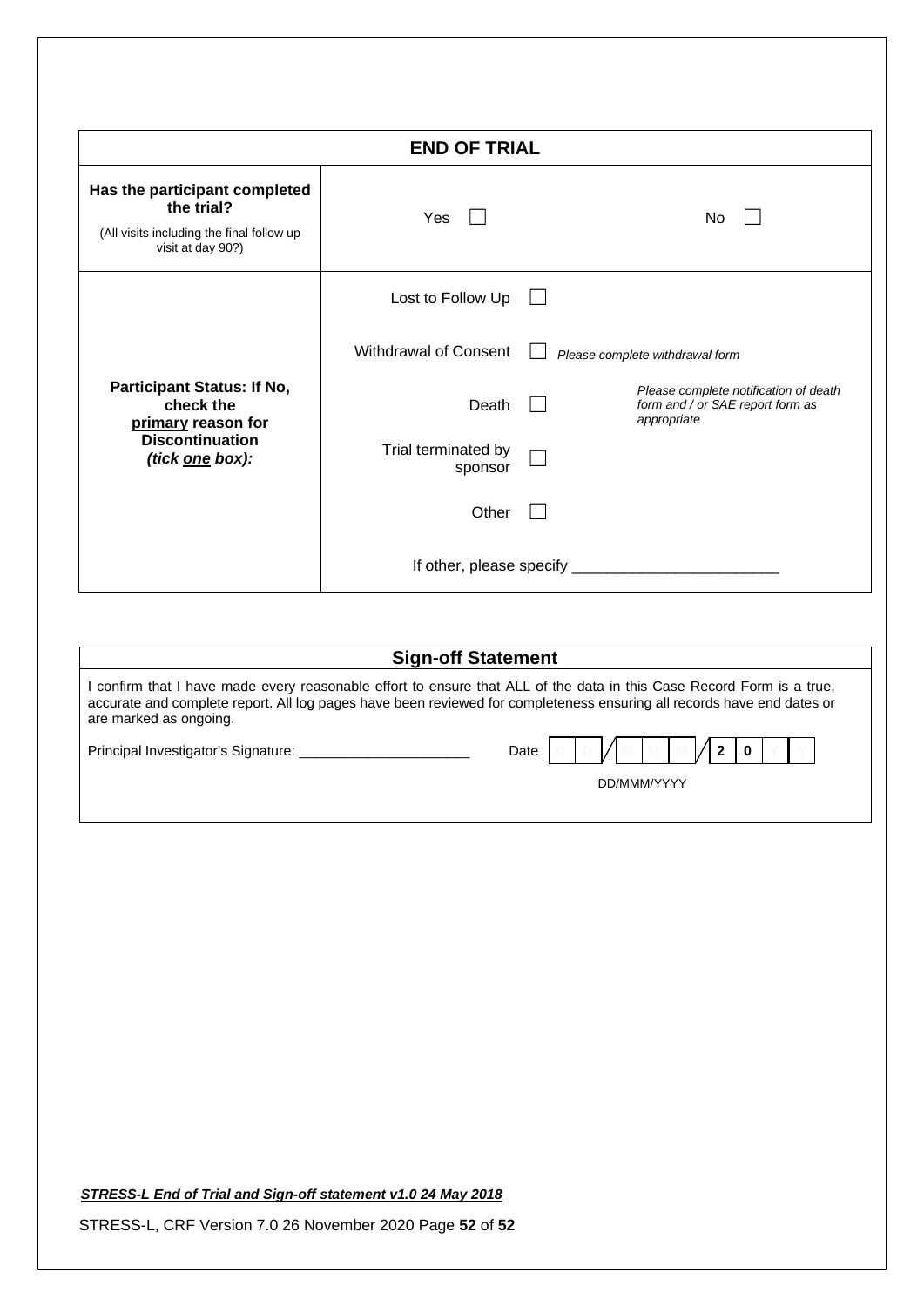| END OF TRIAL | | |
| --- | --- | --- |
| **Has the participant completed the trial?** (All visits including the final follow up visit at day 90?) | Yes ☐ | No ☐ |
| **Participant Status: If No, check the <u>primary</u> reason for Discontinuation *(tick <u>one</u> box):*** | Lost to Follow Up ☐ | |
| | Withdrawal of Consent ☐ | *Please complete withdrawal form* |
| | Death ☐ | *Please complete notification of death form and / or SAE report form as appropriate* |
| | Trial terminated by sponsor ☐ | |
| | Other ☐ | |
| | If other, please specify ________________________ | |

**Sign-off Statement**

I confirm that I have made every reasonable effort to ensure that ALL of the data in this Case Record Form is a true, accurate and complete report. All log pages have been reviewed for completeness ensuring all records have end dates or are marked as ongoing.

Principal Investigator's Signature: ______________________ Date D D / M M M / 2 0 Y Y

DD/MMM/YYYY

***STRESS-L End of Trial and Sign-off statement v1.0 24 May 2018***

STRESS-L, CRF Version 7.0 26 November 2020